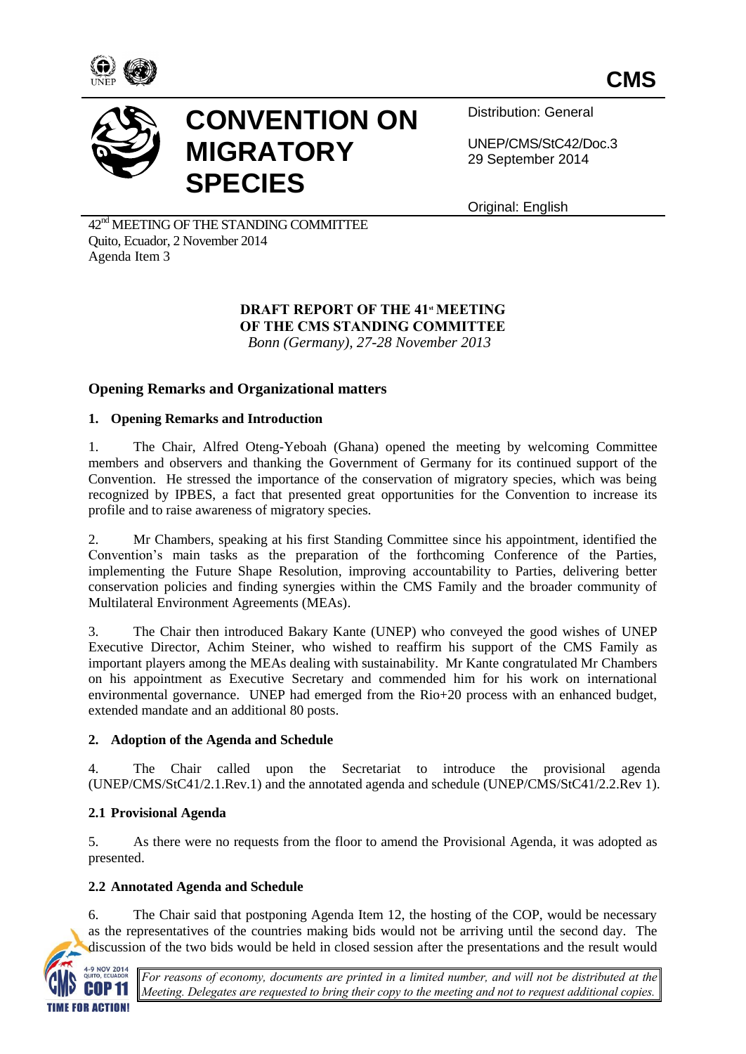CMS

# CONVENTION ON MIGRATORY SPECIES

Distribution: General

UNEP/CMS/StC42/Doc.3
29 September 2014

Original: English

42[nd] MEETING OF THE STANDING COMMITTEE
Quito, Ecuador, 2 November 2014
Agenda Item 3

**DRAFT REPORT OF THE 41[st] MEETING OF THE CMS STANDING COMMITTEE**
*Bonn (Germany), 27-28 November 2013*

## Opening Remarks and Organizational matters

### 1. Opening Remarks and Introduction

1. The Chair, Alfred Oteng-Yeboah (Ghana) opened the meeting by welcoming Committee members and observers and thanking the Government of Germany for its continued support of the Convention. He stressed the importance of the conservation of migratory species, which was being recognized by IPBES, a fact that presented great opportunities for the Convention to increase its profile and to raise awareness of migratory species.

2. Mr Chambers, speaking at his first Standing Committee since his appointment, identified the Convention's main tasks as the preparation of the forthcoming Conference of the Parties, implementing the Future Shape Resolution, improving accountability to Parties, delivering better conservation policies and finding synergies within the CMS Family and the broader community of Multilateral Environment Agreements (MEAs).

3. The Chair then introduced Bakary Kante (UNEP) who conveyed the good wishes of UNEP Executive Director, Achim Steiner, who wished to reaffirm his support of the CMS Family as important players among the MEAs dealing with sustainability. Mr Kante congratulated Mr Chambers on his appointment as Executive Secretary and commended him for his work on international environmental governance. UNEP had emerged from the Rio+20 process with an enhanced budget, extended mandate and an additional 80 posts.

### 2. Adoption of the Agenda and Schedule

4. The Chair called upon the Secretariat to introduce the provisional agenda (UNEP/CMS/StC41/2.1.Rev.1) and the annotated agenda and schedule (UNEP/CMS/StC41/2.2.Rev 1).

### 2.1 Provisional Agenda

5. As there were no requests from the floor to amend the Provisional Agenda, it was adopted as presented.

### 2.2 Annotated Agenda and Schedule

6. The Chair said that postponing Agenda Item 12, the hosting of the COP, would be necessary as the representatives of the countries making bids would not be arriving until the second day. The discussion of the two bids would be held in closed session after the presentations and the result would

*For reasons of economy, documents are printed in a limited number, and will not be distributed at the Meeting. Delegates are requested to bring their copy to the meeting and not to request additional copies.*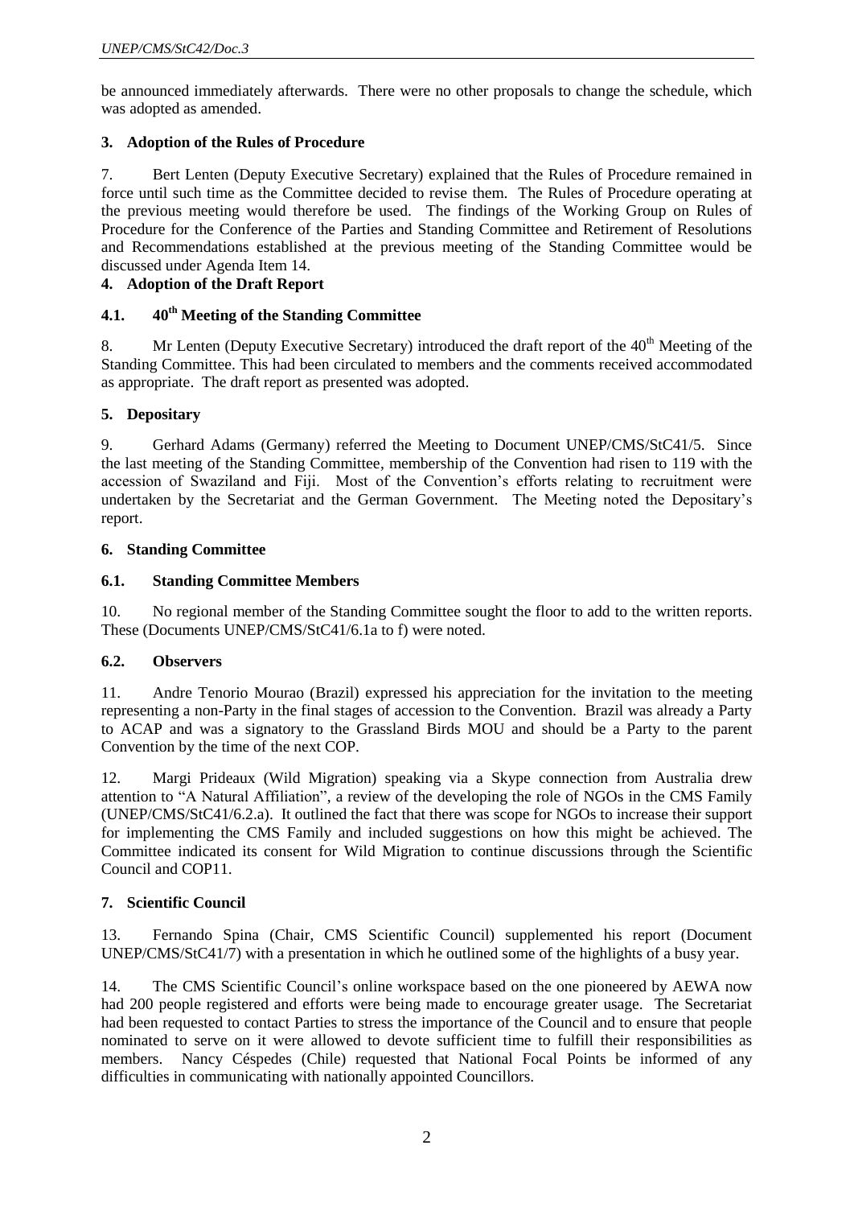be announced immediately afterwards. There were no other proposals to change the schedule, which was adopted as amended.

## 3. Adoption of the Rules of Procedure

7. Bert Lenten (Deputy Executive Secretary) explained that the Rules of Procedure remained in force until such time as the Committee decided to revise them. The Rules of Procedure operating at the previous meeting would therefore be used. The findings of the Working Group on Rules of Procedure for the Conference of the Parties and Standing Committee and Retirement of Resolutions and Recommendations established at the previous meeting of the Standing Committee would be discussed under Agenda Item 14.

## 4. Adoption of the Draft Report

### 4.1. 40th Meeting of the Standing Committee

8. Mr Lenten (Deputy Executive Secretary) introduced the draft report of the 40th Meeting of the Standing Committee. This had been circulated to members and the comments received accommodated as appropriate. The draft report as presented was adopted.

## 5. Depositary

9. Gerhard Adams (Germany) referred the Meeting to Document UNEP/CMS/StC41/5. Since the last meeting of the Standing Committee, membership of the Convention had risen to 119 with the accession of Swaziland and Fiji. Most of the Convention's efforts relating to recruitment were undertaken by the Secretariat and the German Government. The Meeting noted the Depositary's report.

## 6. Standing Committee

### 6.1. Standing Committee Members

10. No regional member of the Standing Committee sought the floor to add to the written reports. These (Documents UNEP/CMS/StC41/6.1a to f) were noted.

### 6.2. Observers

11. Andre Tenorio Mourao (Brazil) expressed his appreciation for the invitation to the meeting representing a non-Party in the final stages of accession to the Convention. Brazil was already a Party to ACAP and was a signatory to the Grassland Birds MOU and should be a Party to the parent Convention by the time of the next COP.

12. Margi Prideaux (Wild Migration) speaking via a Skype connection from Australia drew attention to "A Natural Affiliation", a review of the developing the role of NGOs in the CMS Family (UNEP/CMS/StC41/6.2.a). It outlined the fact that there was scope for NGOs to increase their support for implementing the CMS Family and included suggestions on how this might be achieved. The Committee indicated its consent for Wild Migration to continue discussions through the Scientific Council and COP11.

## 7. Scientific Council

13. Fernando Spina (Chair, CMS Scientific Council) supplemented his report (Document UNEP/CMS/StC41/7) with a presentation in which he outlined some of the highlights of a busy year.

14. The CMS Scientific Council's online workspace based on the one pioneered by AEWA now had 200 people registered and efforts were being made to encourage greater usage. The Secretariat had been requested to contact Parties to stress the importance of the Council and to ensure that people nominated to serve on it were allowed to devote sufficient time to fulfill their responsibilities as members. Nancy Céspedes (Chile) requested that National Focal Points be informed of any difficulties in communicating with nationally appointed Councillors.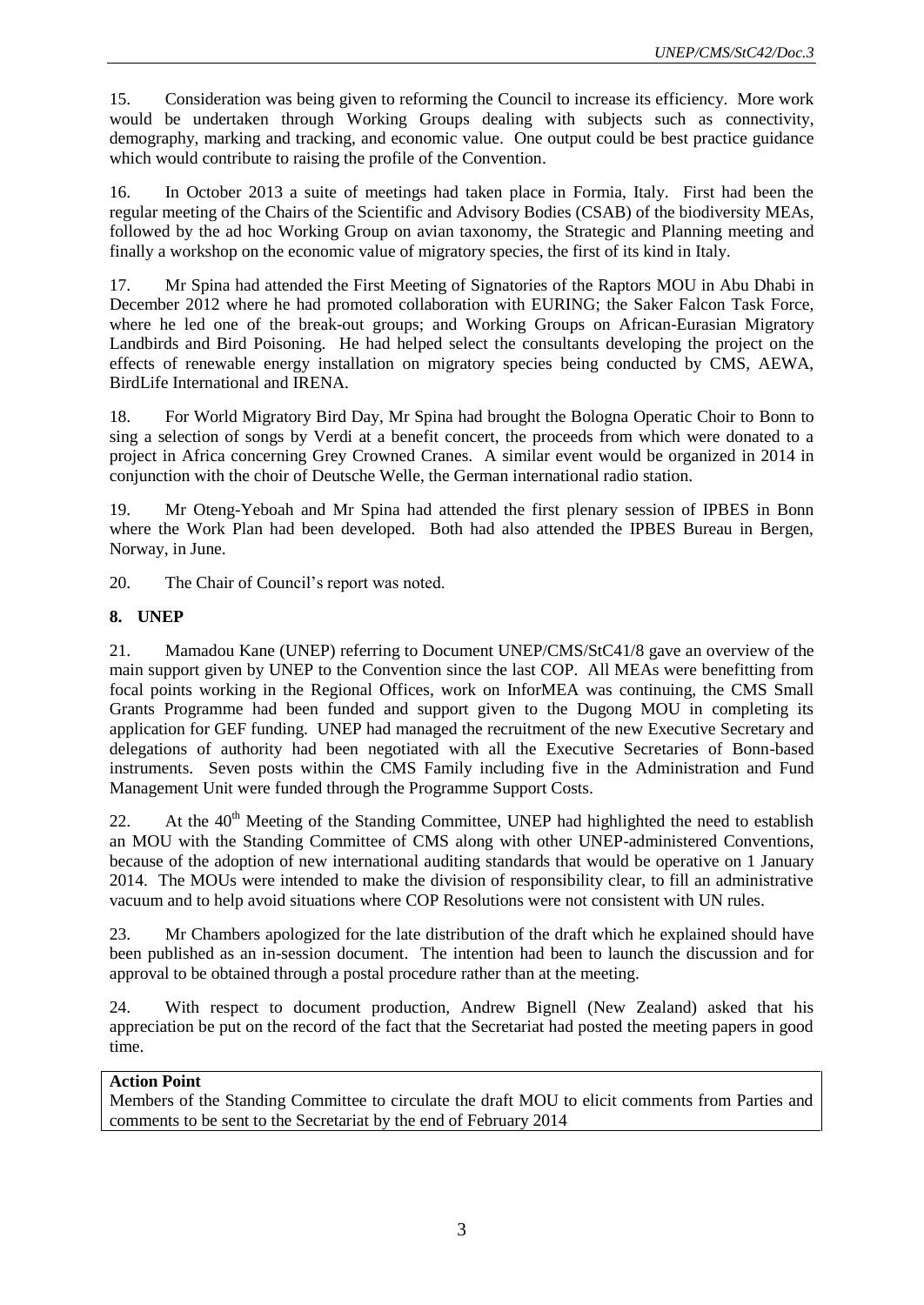15. Consideration was being given to reforming the Council to increase its efficiency. More work would be undertaken through Working Groups dealing with subjects such as connectivity, demography, marking and tracking, and economic value. One output could be best practice guidance which would contribute to raising the profile of the Convention.

16. In October 2013 a suite of meetings had taken place in Formia, Italy. First had been the regular meeting of the Chairs of the Scientific and Advisory Bodies (CSAB) of the biodiversity MEAs, followed by the ad hoc Working Group on avian taxonomy, the Strategic and Planning meeting and finally a workshop on the economic value of migratory species, the first of its kind in Italy.

17. Mr Spina had attended the First Meeting of Signatories of the Raptors MOU in Abu Dhabi in December 2012 where he had promoted collaboration with EURING; the Saker Falcon Task Force, where he led one of the break-out groups; and Working Groups on African-Eurasian Migratory Landbirds and Bird Poisoning. He had helped select the consultants developing the project on the effects of renewable energy installation on migratory species being conducted by CMS, AEWA, BirdLife International and IRENA.

18. For World Migratory Bird Day, Mr Spina had brought the Bologna Operatic Choir to Bonn to sing a selection of songs by Verdi at a benefit concert, the proceeds from which were donated to a project in Africa concerning Grey Crowned Cranes. A similar event would be organized in 2014 in conjunction with the choir of Deutsche Welle, the German international radio station.

19. Mr Oteng-Yeboah and Mr Spina had attended the first plenary session of IPBES in Bonn where the Work Plan had been developed. Both had also attended the IPBES Bureau in Bergen, Norway, in June.

20. The Chair of Council's report was noted.

## 8. UNEP

21. Mamadou Kane (UNEP) referring to Document UNEP/CMS/StC41/8 gave an overview of the main support given by UNEP to the Convention since the last COP. All MEAs were benefitting from focal points working in the Regional Offices, work on InforMEA was continuing, the CMS Small Grants Programme had been funded and support given to the Dugong MOU in completing its application for GEF funding. UNEP had managed the recruitment of the new Executive Secretary and delegations of authority had been negotiated with all the Executive Secretaries of Bonn-based instruments. Seven posts within the CMS Family including five in the Administration and Fund Management Unit were funded through the Programme Support Costs.

22. At the 40th Meeting of the Standing Committee, UNEP had highlighted the need to establish an MOU with the Standing Committee of CMS along with other UNEP-administered Conventions, because of the adoption of new international auditing standards that would be operative on 1 January 2014. The MOUs were intended to make the division of responsibility clear, to fill an administrative vacuum and to help avoid situations where COP Resolutions were not consistent with UN rules.

23. Mr Chambers apologized for the late distribution of the draft which he explained should have been published as an in-session document. The intention had been to launch the discussion and for approval to be obtained through a postal procedure rather than at the meeting.

24. With respect to document production, Andrew Bignell (New Zealand) asked that his appreciation be put on the record of the fact that the Secretariat had posted the meeting papers in good time.

| **Action Point** |
|---|
| Members of the Standing Committee to circulate the draft MOU to elicit comments from Parties and comments to be sent to the Secretariat by the end of February 2014 |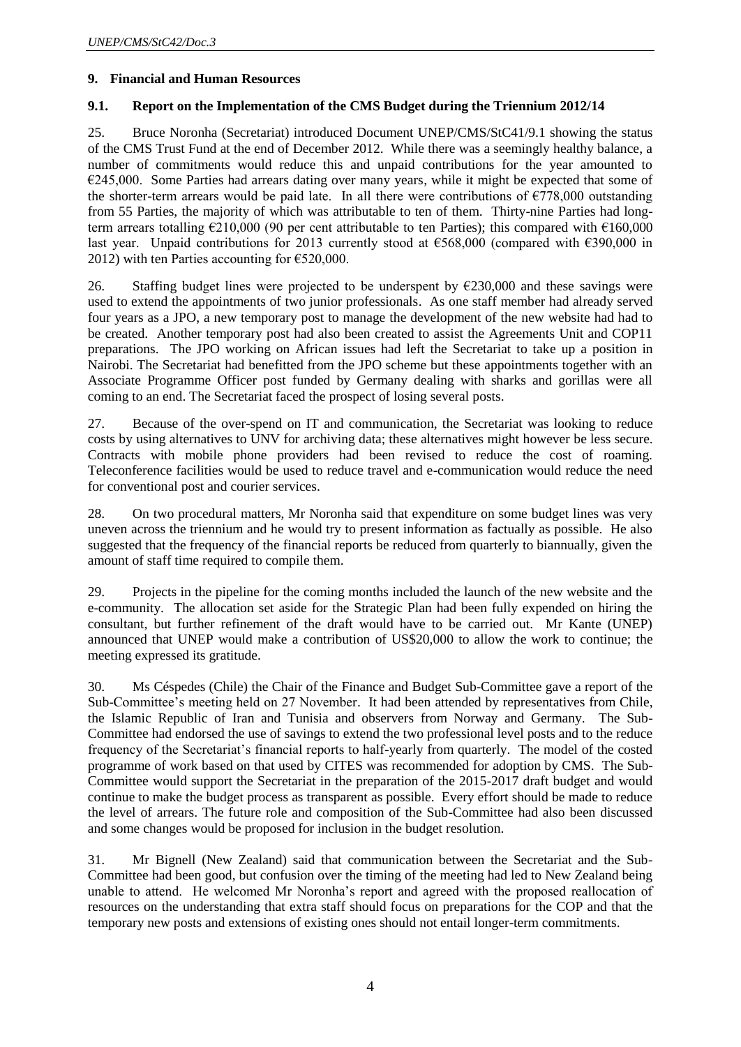## 9. Financial and Human Resources

### 9.1. Report on the Implementation of the CMS Budget during the Triennium 2012/14

25. Bruce Noronha (Secretariat) introduced Document UNEP/CMS/StC41/9.1 showing the status of the CMS Trust Fund at the end of December 2012. While there was a seemingly healthy balance, a number of commitments would reduce this and unpaid contributions for the year amounted to €245,000. Some Parties had arrears dating over many years, while it might be expected that some of the shorter-term arrears would be paid late. In all there were contributions of €778,000 outstanding from 55 Parties, the majority of which was attributable to ten of them. Thirty-nine Parties had long-term arrears totalling €210,000 (90 per cent attributable to ten Parties); this compared with €160,000 last year. Unpaid contributions for 2013 currently stood at €568,000 (compared with €390,000 in 2012) with ten Parties accounting for €520,000.

26. Staffing budget lines were projected to be underspent by €230,000 and these savings were used to extend the appointments of two junior professionals. As one staff member had already served four years as a JPO, a new temporary post to manage the development of the new website had had to be created. Another temporary post had also been created to assist the Agreements Unit and COP11 preparations. The JPO working on African issues had left the Secretariat to take up a position in Nairobi. The Secretariat had benefitted from the JPO scheme but these appointments together with an Associate Programme Officer post funded by Germany dealing with sharks and gorillas were all coming to an end. The Secretariat faced the prospect of losing several posts.

27. Because of the over-spend on IT and communication, the Secretariat was looking to reduce costs by using alternatives to UNV for archiving data; these alternatives might however be less secure. Contracts with mobile phone providers had been revised to reduce the cost of roaming. Teleconference facilities would be used to reduce travel and e-communication would reduce the need for conventional post and courier services.

28. On two procedural matters, Mr Noronha said that expenditure on some budget lines was very uneven across the triennium and he would try to present information as factually as possible. He also suggested that the frequency of the financial reports be reduced from quarterly to biannually, given the amount of staff time required to compile them.

29. Projects in the pipeline for the coming months included the launch of the new website and the e-community. The allocation set aside for the Strategic Plan had been fully expended on hiring the consultant, but further refinement of the draft would have to be carried out. Mr Kante (UNEP) announced that UNEP would make a contribution of US$20,000 to allow the work to continue; the meeting expressed its gratitude.

30. Ms Céspedes (Chile) the Chair of the Finance and Budget Sub-Committee gave a report of the Sub-Committee's meeting held on 27 November. It had been attended by representatives from Chile, the Islamic Republic of Iran and Tunisia and observers from Norway and Germany. The Sub-Committee had endorsed the use of savings to extend the two professional level posts and to the reduce frequency of the Secretariat's financial reports to half-yearly from quarterly. The model of the costed programme of work based on that used by CITES was recommended for adoption by CMS. The Sub-Committee would support the Secretariat in the preparation of the 2015-2017 draft budget and would continue to make the budget process as transparent as possible. Every effort should be made to reduce the level of arrears. The future role and composition of the Sub-Committee had also been discussed and some changes would be proposed for inclusion in the budget resolution.

31. Mr Bignell (New Zealand) said that communication between the Secretariat and the Sub-Committee had been good, but confusion over the timing of the meeting had led to New Zealand being unable to attend. He welcomed Mr Noronha's report and agreed with the proposed reallocation of resources on the understanding that extra staff should focus on preparations for the COP and that the temporary new posts and extensions of existing ones should not entail longer-term commitments.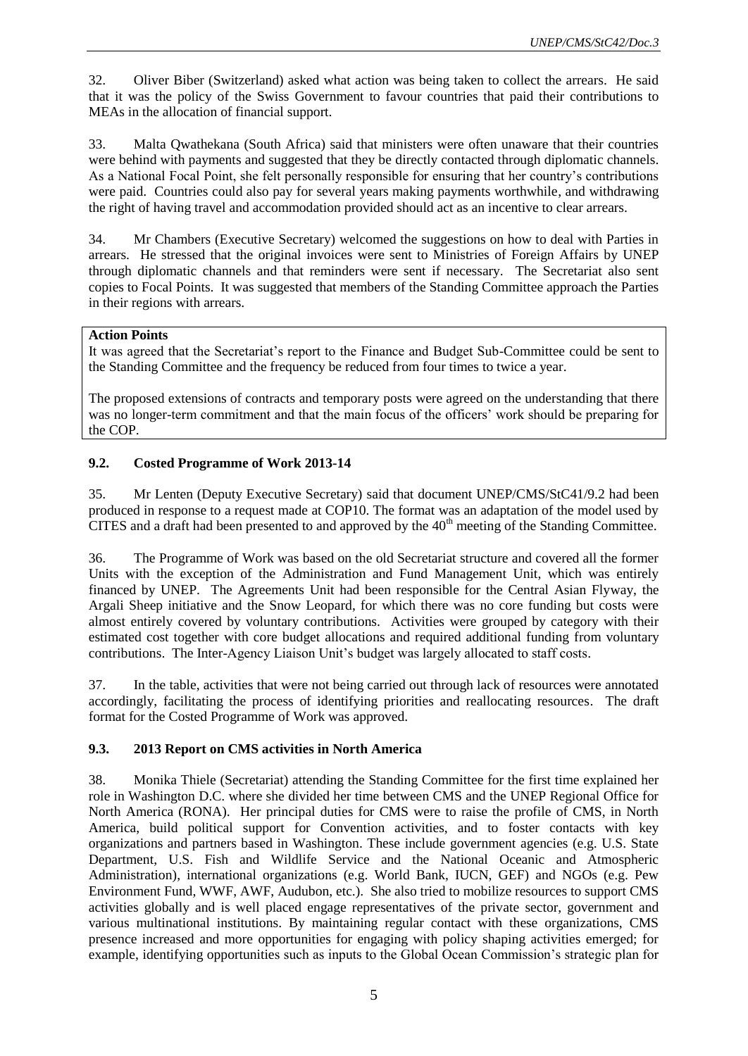32. Oliver Biber (Switzerland) asked what action was being taken to collect the arrears. He said that it was the policy of the Swiss Government to favour countries that paid their contributions to MEAs in the allocation of financial support.

33. Malta Qwathekana (South Africa) said that ministers were often unaware that their countries were behind with payments and suggested that they be directly contacted through diplomatic channels. As a National Focal Point, she felt personally responsible for ensuring that her country's contributions were paid. Countries could also pay for several years making payments worthwhile, and withdrawing the right of having travel and accommodation provided should act as an incentive to clear arrears.

34. Mr Chambers (Executive Secretary) welcomed the suggestions on how to deal with Parties in arrears. He stressed that the original invoices were sent to Ministries of Foreign Affairs by UNEP through diplomatic channels and that reminders were sent if necessary. The Secretariat also sent copies to Focal Points. It was suggested that members of the Standing Committee approach the Parties in their regions with arrears.

**Action Points**

It was agreed that the Secretariat's report to the Finance and Budget Sub-Committee could be sent to the Standing Committee and the frequency be reduced from four times to twice a year.

The proposed extensions of contracts and temporary posts were agreed on the understanding that there was no longer-term commitment and that the main focus of the officers' work should be preparing for the COP.

### 9.2. Costed Programme of Work 2013-14

35. Mr Lenten (Deputy Executive Secretary) said that document UNEP/CMS/StC41/9.2 had been produced in response to a request made at COP10. The format was an adaptation of the model used by CITES and a draft had been presented to and approved by the 40th meeting of the Standing Committee.

36. The Programme of Work was based on the old Secretariat structure and covered all the former Units with the exception of the Administration and Fund Management Unit, which was entirely financed by UNEP. The Agreements Unit had been responsible for the Central Asian Flyway, the Argali Sheep initiative and the Snow Leopard, for which there was no core funding but costs were almost entirely covered by voluntary contributions. Activities were grouped by category with their estimated cost together with core budget allocations and required additional funding from voluntary contributions. The Inter-Agency Liaison Unit's budget was largely allocated to staff costs.

37. In the table, activities that were not being carried out through lack of resources were annotated accordingly, facilitating the process of identifying priorities and reallocating resources. The draft format for the Costed Programme of Work was approved.

### 9.3. 2013 Report on CMS activities in North America

38. Monika Thiele (Secretariat) attending the Standing Committee for the first time explained her role in Washington D.C. where she divided her time between CMS and the UNEP Regional Office for North America (RONA). Her principal duties for CMS were to raise the profile of CMS, in North America, build political support for Convention activities, and to foster contacts with key organizations and partners based in Washington. These include government agencies (e.g. U.S. State Department, U.S. Fish and Wildlife Service and the National Oceanic and Atmospheric Administration), international organizations (e.g. World Bank, IUCN, GEF) and NGOs (e.g. Pew Environment Fund, WWF, AWF, Audubon, etc.). She also tried to mobilize resources to support CMS activities globally and is well placed engage representatives of the private sector, government and various multinational institutions. By maintaining regular contact with these organizations, CMS presence increased and more opportunities for engaging with policy shaping activities emerged; for example, identifying opportunities such as inputs to the Global Ocean Commission's strategic plan for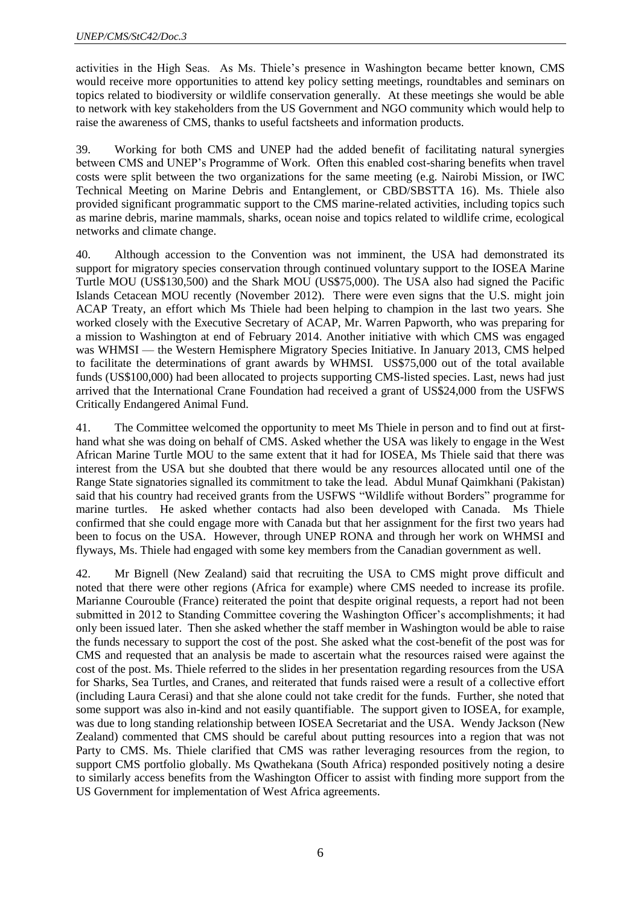activities in the High Seas. As Ms. Thiele's presence in Washington became better known, CMS would receive more opportunities to attend key policy setting meetings, roundtables and seminars on topics related to biodiversity or wildlife conservation generally. At these meetings she would be able to network with key stakeholders from the US Government and NGO community which would help to raise the awareness of CMS, thanks to useful factsheets and information products.

39. Working for both CMS and UNEP had the added benefit of facilitating natural synergies between CMS and UNEP's Programme of Work. Often this enabled cost-sharing benefits when travel costs were split between the two organizations for the same meeting (e.g. Nairobi Mission, or IWC Technical Meeting on Marine Debris and Entanglement, or CBD/SBSTTA 16). Ms. Thiele also provided significant programmatic support to the CMS marine-related activities, including topics such as marine debris, marine mammals, sharks, ocean noise and topics related to wildlife crime, ecological networks and climate change.

40. Although accession to the Convention was not imminent, the USA had demonstrated its support for migratory species conservation through continued voluntary support to the IOSEA Marine Turtle MOU (US$130,500) and the Shark MOU (US$75,000). The USA also had signed the Pacific Islands Cetacean MOU recently (November 2012). There were even signs that the U.S. might join ACAP Treaty, an effort which Ms Thiele had been helping to champion in the last two years. She worked closely with the Executive Secretary of ACAP, Mr. Warren Papworth, who was preparing for a mission to Washington at end of February 2014. Another initiative with which CMS was engaged was WHMSI — the Western Hemisphere Migratory Species Initiative. In January 2013, CMS helped to facilitate the determinations of grant awards by WHMSI. US$75,000 out of the total available funds (US$100,000) had been allocated to projects supporting CMS-listed species. Last, news had just arrived that the International Crane Foundation had received a grant of US$24,000 from the USFWS Critically Endangered Animal Fund.

41. The Committee welcomed the opportunity to meet Ms Thiele in person and to find out at first-hand what she was doing on behalf of CMS. Asked whether the USA was likely to engage in the West African Marine Turtle MOU to the same extent that it had for IOSEA, Ms Thiele said that there was interest from the USA but she doubted that there would be any resources allocated until one of the Range State signatories signalled its commitment to take the lead. Abdul Munaf Qaimkhani (Pakistan) said that his country had received grants from the USFWS "Wildlife without Borders" programme for marine turtles. He asked whether contacts had also been developed with Canada. Ms Thiele confirmed that she could engage more with Canada but that her assignment for the first two years had been to focus on the USA. However, through UNEP RONA and through her work on WHMSI and flyways, Ms. Thiele had engaged with some key members from the Canadian government as well.

42. Mr Bignell (New Zealand) said that recruiting the USA to CMS might prove difficult and noted that there were other regions (Africa for example) where CMS needed to increase its profile. Marianne Courouble (France) reiterated the point that despite original requests, a report had not been submitted in 2012 to Standing Committee covering the Washington Officer's accomplishments; it had only been issued later. Then she asked whether the staff member in Washington would be able to raise the funds necessary to support the cost of the post. She asked what the cost-benefit of the post was for CMS and requested that an analysis be made to ascertain what the resources raised were against the cost of the post. Ms. Thiele referred to the slides in her presentation regarding resources from the USA for Sharks, Sea Turtles, and Cranes, and reiterated that funds raised were a result of a collective effort (including Laura Cerasi) and that she alone could not take credit for the funds. Further, she noted that some support was also in-kind and not easily quantifiable. The support given to IOSEA, for example, was due to long standing relationship between IOSEA Secretariat and the USA. Wendy Jackson (New Zealand) commented that CMS should be careful about putting resources into a region that was not Party to CMS. Ms. Thiele clarified that CMS was rather leveraging resources from the region, to support CMS portfolio globally. Ms Qwathekana (South Africa) responded positively noting a desire to similarly access benefits from the Washington Officer to assist with finding more support from the US Government for implementation of West Africa agreements.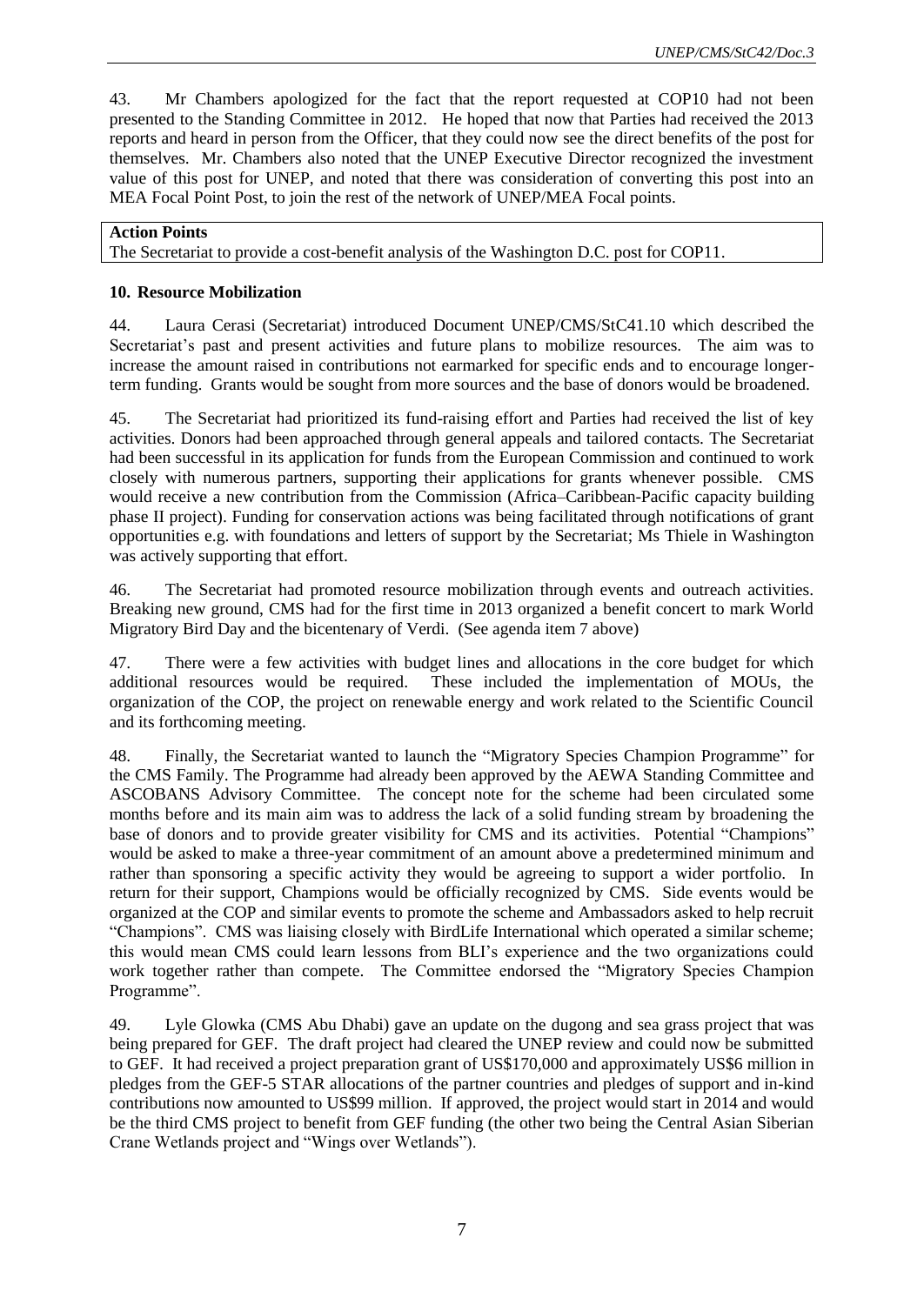43. Mr Chambers apologized for the fact that the report requested at COP10 had not been presented to the Standing Committee in 2012. He hoped that now that Parties had received the 2013 reports and heard in person from the Officer, that they could now see the direct benefits of the post for themselves. Mr. Chambers also noted that the UNEP Executive Director recognized the investment value of this post for UNEP, and noted that there was consideration of converting this post into an MEA Focal Point Post, to join the rest of the network of UNEP/MEA Focal points.

| **Action Points** |
|---|
| The Secretariat to provide a cost-benefit analysis of the Washington D.C. post for COP11. |

**10. Resource Mobilization**

44. Laura Cerasi (Secretariat) introduced Document UNEP/CMS/StC41.10 which described the Secretariat's past and present activities and future plans to mobilize resources. The aim was to increase the amount raised in contributions not earmarked for specific ends and to encourage longer-term funding. Grants would be sought from more sources and the base of donors would be broadened.

45. The Secretariat had prioritized its fund-raising effort and Parties had received the list of key activities. Donors had been approached through general appeals and tailored contacts. The Secretariat had been successful in its application for funds from the European Commission and continued to work closely with numerous partners, supporting their applications for grants whenever possible. CMS would receive a new contribution from the Commission (Africa–Caribbean-Pacific capacity building phase II project). Funding for conservation actions was being facilitated through notifications of grant opportunities e.g. with foundations and letters of support by the Secretariat; Ms Thiele in Washington was actively supporting that effort.

46. The Secretariat had promoted resource mobilization through events and outreach activities. Breaking new ground, CMS had for the first time in 2013 organized a benefit concert to mark World Migratory Bird Day and the bicentenary of Verdi. (See agenda item 7 above)

47. There were a few activities with budget lines and allocations in the core budget for which additional resources would be required. These included the implementation of MOUs, the organization of the COP, the project on renewable energy and work related to the Scientific Council and its forthcoming meeting.

48. Finally, the Secretariat wanted to launch the "Migratory Species Champion Programme" for the CMS Family. The Programme had already been approved by the AEWA Standing Committee and ASCOBANS Advisory Committee. The concept note for the scheme had been circulated some months before and its main aim was to address the lack of a solid funding stream by broadening the base of donors and to provide greater visibility for CMS and its activities. Potential "Champions" would be asked to make a three-year commitment of an amount above a predetermined minimum and rather than sponsoring a specific activity they would be agreeing to support a wider portfolio. In return for their support, Champions would be officially recognized by CMS. Side events would be organized at the COP and similar events to promote the scheme and Ambassadors asked to help recruit "Champions". CMS was liaising closely with BirdLife International which operated a similar scheme; this would mean CMS could learn lessons from BLI's experience and the two organizations could work together rather than compete. The Committee endorsed the "Migratory Species Champion Programme".

49. Lyle Glowka (CMS Abu Dhabi) gave an update on the dugong and sea grass project that was being prepared for GEF. The draft project had cleared the UNEP review and could now be submitted to GEF. It had received a project preparation grant of US$170,000 and approximately US$6 million in pledges from the GEF-5 STAR allocations of the partner countries and pledges of support and in-kind contributions now amounted to US$99 million. If approved, the project would start in 2014 and would be the third CMS project to benefit from GEF funding (the other two being the Central Asian Siberian Crane Wetlands project and "Wings over Wetlands").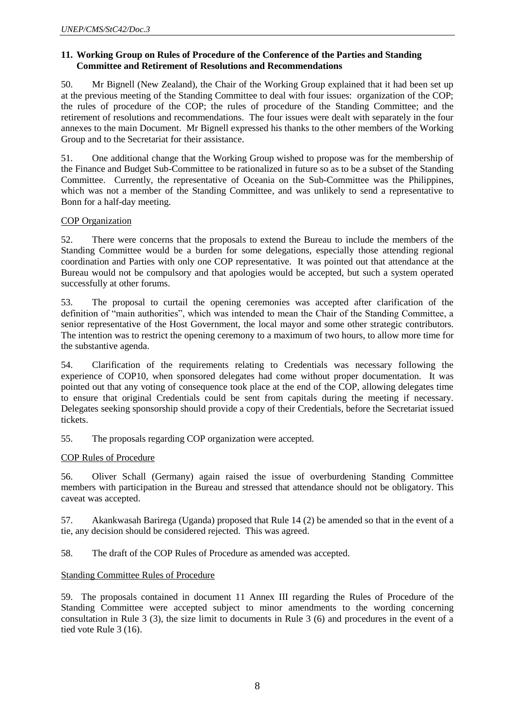### 11. Working Group on Rules of Procedure of the Conference of the Parties and Standing Committee and Retirement of Resolutions and Recommendations

50. Mr Bignell (New Zealand), the Chair of the Working Group explained that it had been set up at the previous meeting of the Standing Committee to deal with four issues: organization of the COP; the rules of procedure of the COP; the rules of procedure of the Standing Committee; and the retirement of resolutions and recommendations. The four issues were dealt with separately in the four annexes to the main Document. Mr Bignell expressed his thanks to the other members of the Working Group and to the Secretariat for their assistance.

51. One additional change that the Working Group wished to propose was for the membership of the Finance and Budget Sub-Committee to be rationalized in future so as to be a subset of the Standing Committee. Currently, the representative of Oceania on the Sub-Committee was the Philippines, which was not a member of the Standing Committee, and was unlikely to send a representative to Bonn for a half-day meeting.

<u>COP Organization</u>

52. There were concerns that the proposals to extend the Bureau to include the members of the Standing Committee would be a burden for some delegations, especially those attending regional coordination and Parties with only one COP representative. It was pointed out that attendance at the Bureau would not be compulsory and that apologies would be accepted, but such a system operated successfully at other forums.

53. The proposal to curtail the opening ceremonies was accepted after clarification of the definition of "main authorities", which was intended to mean the Chair of the Standing Committee, a senior representative of the Host Government, the local mayor and some other strategic contributors. The intention was to restrict the opening ceremony to a maximum of two hours, to allow more time for the substantive agenda.

54. Clarification of the requirements relating to Credentials was necessary following the experience of COP10, when sponsored delegates had come without proper documentation. It was pointed out that any voting of consequence took place at the end of the COP, allowing delegates time to ensure that original Credentials could be sent from capitals during the meeting if necessary. Delegates seeking sponsorship should provide a copy of their Credentials, before the Secretariat issued tickets.

55. The proposals regarding COP organization were accepted.

<u>COP Rules of Procedure</u>

56. Oliver Schall (Germany) again raised the issue of overburdening Standing Committee members with participation in the Bureau and stressed that attendance should not be obligatory. This caveat was accepted.

57. Akankwasah Barirega (Uganda) proposed that Rule 14 (2) be amended so that in the event of a tie, any decision should be considered rejected. This was agreed.

58. The draft of the COP Rules of Procedure as amended was accepted.

<u>Standing Committee Rules of Procedure</u>

59. The proposals contained in document 11 Annex III regarding the Rules of Procedure of the Standing Committee were accepted subject to minor amendments to the wording concerning consultation in Rule 3 (3), the size limit to documents in Rule 3 (6) and procedures in the event of a tied vote Rule 3 (16).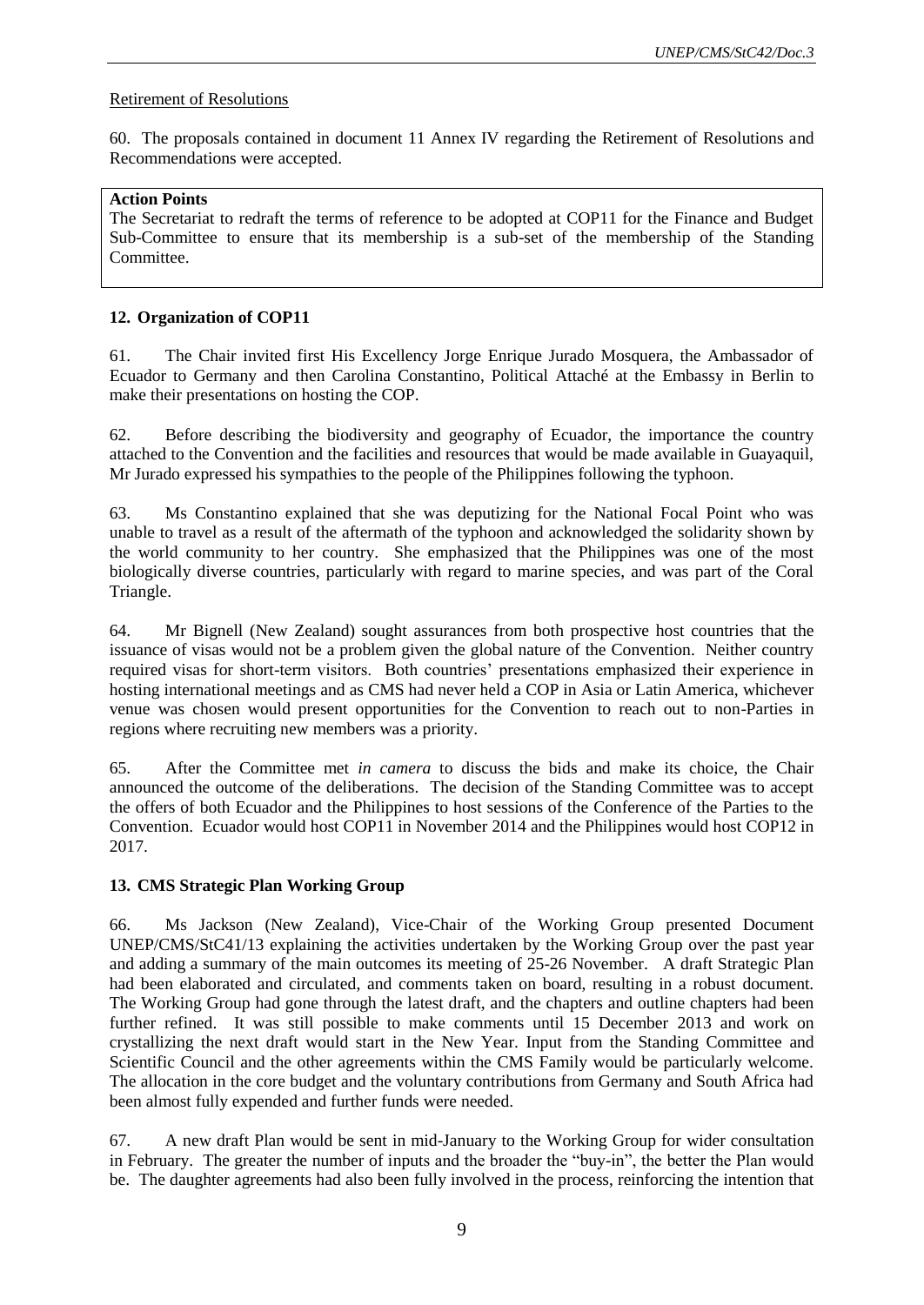Retirement of Resolutions

60. The proposals contained in document 11 Annex IV regarding the Retirement of Resolutions and Recommendations were accepted.

**Action Points**
The Secretariat to redraft the terms of reference to be adopted at COP11 for the Finance and Budget Sub-Committee to ensure that its membership is a sub-set of the membership of the Standing Committee.

## 12. Organization of COP11

61. The Chair invited first His Excellency Jorge Enrique Jurado Mosquera, the Ambassador of Ecuador to Germany and then Carolina Constantino, Political Attaché at the Embassy in Berlin to make their presentations on hosting the COP.

62. Before describing the biodiversity and geography of Ecuador, the importance the country attached to the Convention and the facilities and resources that would be made available in Guayaquil, Mr Jurado expressed his sympathies to the people of the Philippines following the typhoon.

63. Ms Constantino explained that she was deputizing for the National Focal Point who was unable to travel as a result of the aftermath of the typhoon and acknowledged the solidarity shown by the world community to her country. She emphasized that the Philippines was one of the most biologically diverse countries, particularly with regard to marine species, and was part of the Coral Triangle.

64. Mr Bignell (New Zealand) sought assurances from both prospective host countries that the issuance of visas would not be a problem given the global nature of the Convention. Neither country required visas for short-term visitors. Both countries' presentations emphasized their experience in hosting international meetings and as CMS had never held a COP in Asia or Latin America, whichever venue was chosen would present opportunities for the Convention to reach out to non-Parties in regions where recruiting new members was a priority.

65. After the Committee met *in camera* to discuss the bids and make its choice, the Chair announced the outcome of the deliberations. The decision of the Standing Committee was to accept the offers of both Ecuador and the Philippines to host sessions of the Conference of the Parties to the Convention. Ecuador would host COP11 in November 2014 and the Philippines would host COP12 in 2017.

## 13. CMS Strategic Plan Working Group

66. Ms Jackson (New Zealand), Vice-Chair of the Working Group presented Document UNEP/CMS/StC41/13 explaining the activities undertaken by the Working Group over the past year and adding a summary of the main outcomes its meeting of 25-26 November. A draft Strategic Plan had been elaborated and circulated, and comments taken on board, resulting in a robust document. The Working Group had gone through the latest draft, and the chapters and outline chapters had been further refined. It was still possible to make comments until 15 December 2013 and work on crystallizing the next draft would start in the New Year. Input from the Standing Committee and Scientific Council and the other agreements within the CMS Family would be particularly welcome. The allocation in the core budget and the voluntary contributions from Germany and South Africa had been almost fully expended and further funds were needed.

67. A new draft Plan would be sent in mid-January to the Working Group for wider consultation in February. The greater the number of inputs and the broader the "buy-in", the better the Plan would be. The daughter agreements had also been fully involved in the process, reinforcing the intention that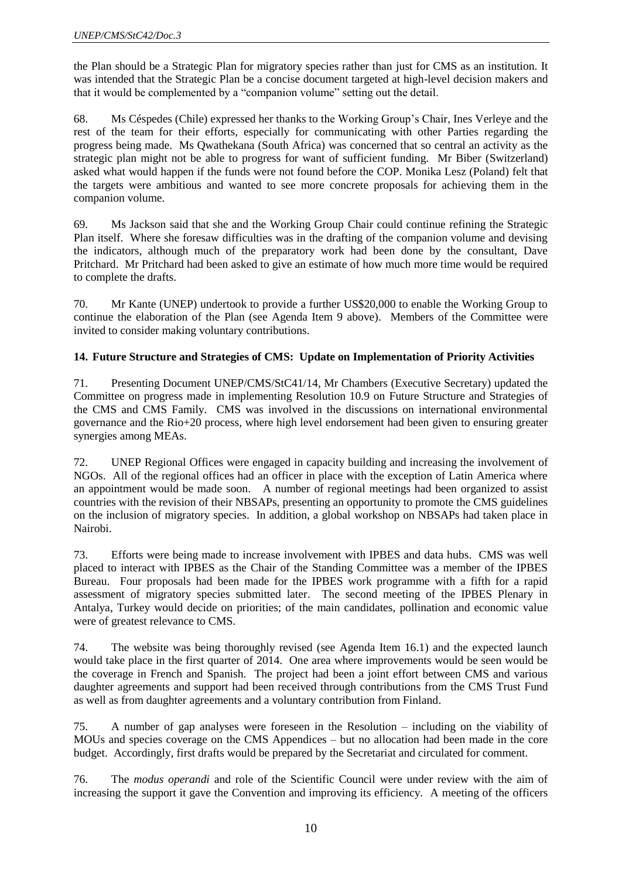the Plan should be a Strategic Plan for migratory species rather than just for CMS as an institution. It was intended that the Strategic Plan be a concise document targeted at high-level decision makers and that it would be complemented by a "companion volume" setting out the detail.

68. Ms Céspedes (Chile) expressed her thanks to the Working Group's Chair, Ines Verleye and the rest of the team for their efforts, especially for communicating with other Parties regarding the progress being made. Ms Qwathekana (South Africa) was concerned that so central an activity as the strategic plan might not be able to progress for want of sufficient funding. Mr Biber (Switzerland) asked what would happen if the funds were not found before the COP. Monika Lesz (Poland) felt that the targets were ambitious and wanted to see more concrete proposals for achieving them in the companion volume.

69. Ms Jackson said that she and the Working Group Chair could continue refining the Strategic Plan itself. Where she foresaw difficulties was in the drafting of the companion volume and devising the indicators, although much of the preparatory work had been done by the consultant, Dave Pritchard. Mr Pritchard had been asked to give an estimate of how much more time would be required to complete the drafts.

70. Mr Kante (UNEP) undertook to provide a further US$20,000 to enable the Working Group to continue the elaboration of the Plan (see Agenda Item 9 above). Members of the Committee were invited to consider making voluntary contributions.

## 14. Future Structure and Strategies of CMS: Update on Implementation of Priority Activities

71. Presenting Document UNEP/CMS/StC41/14, Mr Chambers (Executive Secretary) updated the Committee on progress made in implementing Resolution 10.9 on Future Structure and Strategies of the CMS and CMS Family. CMS was involved in the discussions on international environmental governance and the Rio+20 process, where high level endorsement had been given to ensuring greater synergies among MEAs.

72. UNEP Regional Offices were engaged in capacity building and increasing the involvement of NGOs. All of the regional offices had an officer in place with the exception of Latin America where an appointment would be made soon. A number of regional meetings had been organized to assist countries with the revision of their NBSAPs, presenting an opportunity to promote the CMS guidelines on the inclusion of migratory species. In addition, a global workshop on NBSAPs had taken place in Nairobi.

73. Efforts were being made to increase involvement with IPBES and data hubs. CMS was well placed to interact with IPBES as the Chair of the Standing Committee was a member of the IPBES Bureau. Four proposals had been made for the IPBES work programme with a fifth for a rapid assessment of migratory species submitted later. The second meeting of the IPBES Plenary in Antalya, Turkey would decide on priorities; of the main candidates, pollination and economic value were of greatest relevance to CMS.

74. The website was being thoroughly revised (see Agenda Item 16.1) and the expected launch would take place in the first quarter of 2014. One area where improvements would be seen would be the coverage in French and Spanish. The project had been a joint effort between CMS and various daughter agreements and support had been received through contributions from the CMS Trust Fund as well as from daughter agreements and a voluntary contribution from Finland.

75. A number of gap analyses were foreseen in the Resolution – including on the viability of MOUs and species coverage on the CMS Appendices – but no allocation had been made in the core budget. Accordingly, first drafts would be prepared by the Secretariat and circulated for comment.

76. The *modus operandi* and role of the Scientific Council were under review with the aim of increasing the support it gave the Convention and improving its efficiency. A meeting of the officers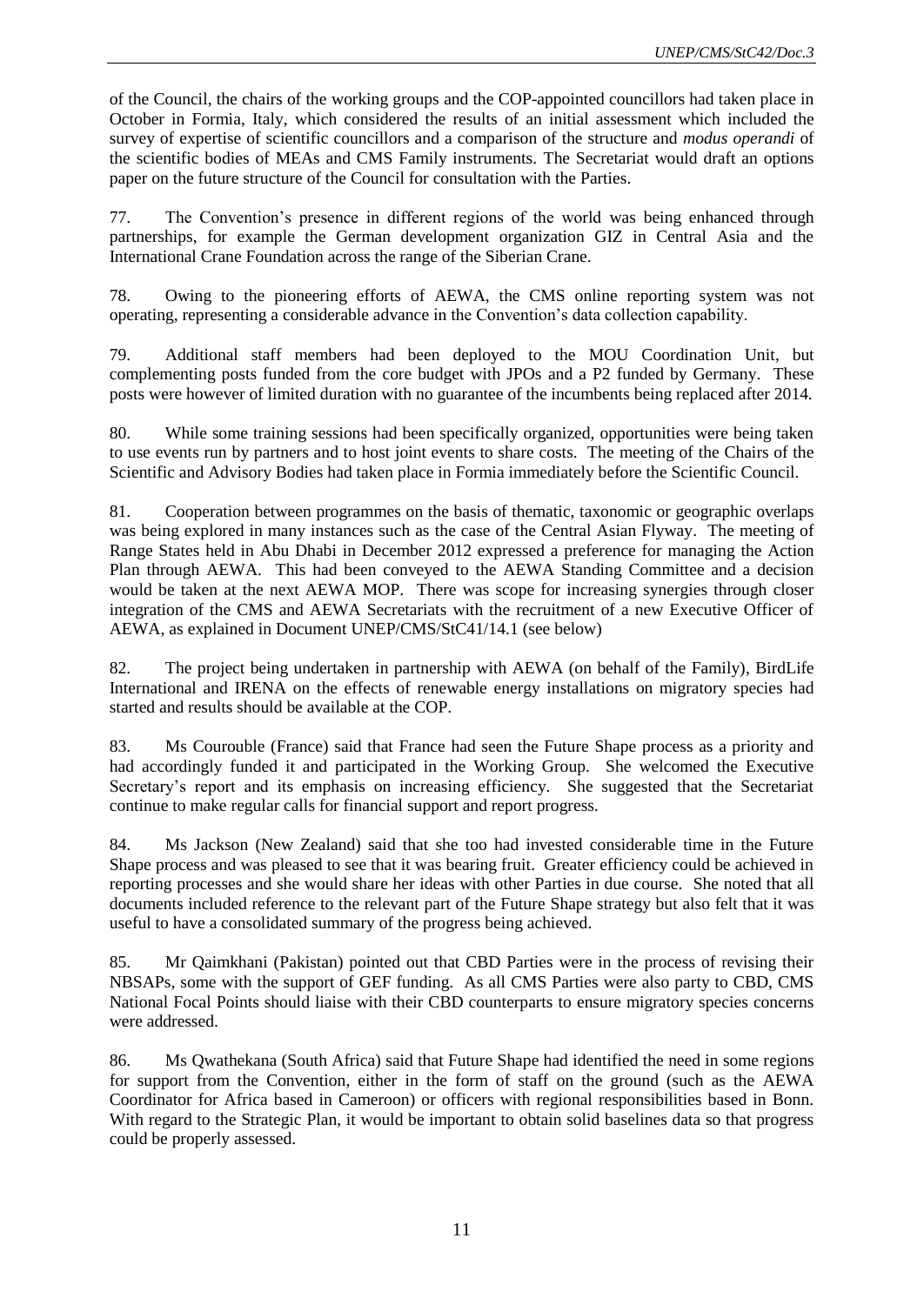of the Council, the chairs of the working groups and the COP-appointed councillors had taken place in October in Formia, Italy, which considered the results of an initial assessment which included the survey of expertise of scientific councillors and a comparison of the structure and *modus operandi* of the scientific bodies of MEAs and CMS Family instruments. The Secretariat would draft an options paper on the future structure of the Council for consultation with the Parties.

77. The Convention's presence in different regions of the world was being enhanced through partnerships, for example the German development organization GIZ in Central Asia and the International Crane Foundation across the range of the Siberian Crane.

78. Owing to the pioneering efforts of AEWA, the CMS online reporting system was not operating, representing a considerable advance in the Convention's data collection capability.

79. Additional staff members had been deployed to the MOU Coordination Unit, but complementing posts funded from the core budget with JPOs and a P2 funded by Germany. These posts were however of limited duration with no guarantee of the incumbents being replaced after 2014.

80. While some training sessions had been specifically organized, opportunities were being taken to use events run by partners and to host joint events to share costs. The meeting of the Chairs of the Scientific and Advisory Bodies had taken place in Formia immediately before the Scientific Council.

81. Cooperation between programmes on the basis of thematic, taxonomic or geographic overlaps was being explored in many instances such as the case of the Central Asian Flyway. The meeting of Range States held in Abu Dhabi in December 2012 expressed a preference for managing the Action Plan through AEWA. This had been conveyed to the AEWA Standing Committee and a decision would be taken at the next AEWA MOP. There was scope for increasing synergies through closer integration of the CMS and AEWA Secretariats with the recruitment of a new Executive Officer of AEWA, as explained in Document UNEP/CMS/StC41/14.1 (see below)

82. The project being undertaken in partnership with AEWA (on behalf of the Family), BirdLife International and IRENA on the effects of renewable energy installations on migratory species had started and results should be available at the COP.

83. Ms Courouble (France) said that France had seen the Future Shape process as a priority and had accordingly funded it and participated in the Working Group. She welcomed the Executive Secretary's report and its emphasis on increasing efficiency. She suggested that the Secretariat continue to make regular calls for financial support and report progress.

84. Ms Jackson (New Zealand) said that she too had invested considerable time in the Future Shape process and was pleased to see that it was bearing fruit. Greater efficiency could be achieved in reporting processes and she would share her ideas with other Parties in due course. She noted that all documents included reference to the relevant part of the Future Shape strategy but also felt that it was useful to have a consolidated summary of the progress being achieved.

85. Mr Qaimkhani (Pakistan) pointed out that CBD Parties were in the process of revising their NBSAPs, some with the support of GEF funding. As all CMS Parties were also party to CBD, CMS National Focal Points should liaise with their CBD counterparts to ensure migratory species concerns were addressed.

86. Ms Qwathekana (South Africa) said that Future Shape had identified the need in some regions for support from the Convention, either in the form of staff on the ground (such as the AEWA Coordinator for Africa based in Cameroon) or officers with regional responsibilities based in Bonn. With regard to the Strategic Plan, it would be important to obtain solid baselines data so that progress could be properly assessed.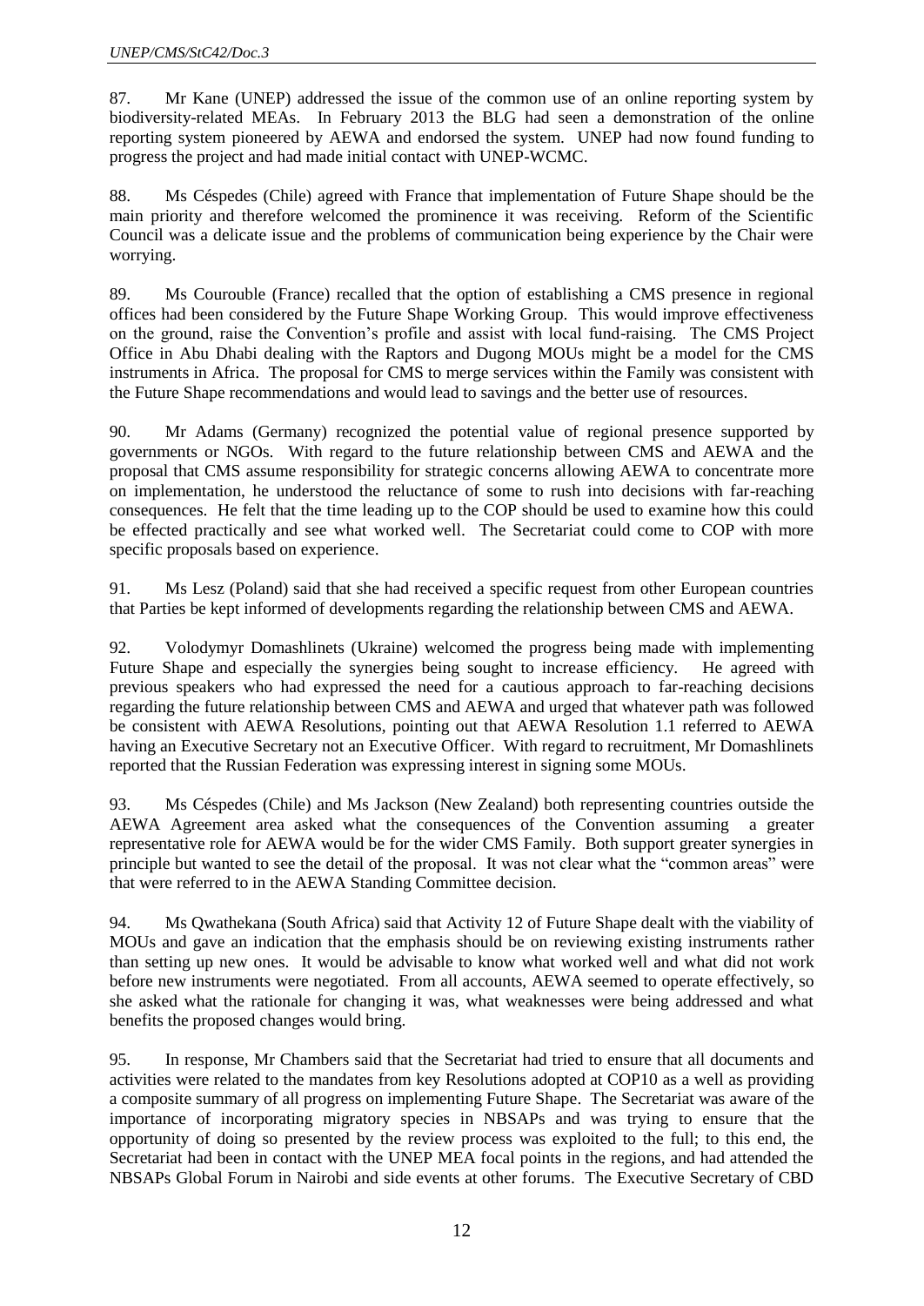87. Mr Kane (UNEP) addressed the issue of the common use of an online reporting system by biodiversity-related MEAs. In February 2013 the BLG had seen a demonstration of the online reporting system pioneered by AEWA and endorsed the system. UNEP had now found funding to progress the project and had made initial contact with UNEP-WCMC.

88. Ms Céspedes (Chile) agreed with France that implementation of Future Shape should be the main priority and therefore welcomed the prominence it was receiving. Reform of the Scientific Council was a delicate issue and the problems of communication being experience by the Chair were worrying.

89. Ms Courouble (France) recalled that the option of establishing a CMS presence in regional offices had been considered by the Future Shape Working Group. This would improve effectiveness on the ground, raise the Convention's profile and assist with local fund-raising. The CMS Project Office in Abu Dhabi dealing with the Raptors and Dugong MOUs might be a model for the CMS instruments in Africa. The proposal for CMS to merge services within the Family was consistent with the Future Shape recommendations and would lead to savings and the better use of resources.

90. Mr Adams (Germany) recognized the potential value of regional presence supported by governments or NGOs. With regard to the future relationship between CMS and AEWA and the proposal that CMS assume responsibility for strategic concerns allowing AEWA to concentrate more on implementation, he understood the reluctance of some to rush into decisions with far-reaching consequences. He felt that the time leading up to the COP should be used to examine how this could be effected practically and see what worked well. The Secretariat could come to COP with more specific proposals based on experience.

91. Ms Lesz (Poland) said that she had received a specific request from other European countries that Parties be kept informed of developments regarding the relationship between CMS and AEWA.

92. Volodymyr Domashlinets (Ukraine) welcomed the progress being made with implementing Future Shape and especially the synergies being sought to increase efficiency. He agreed with previous speakers who had expressed the need for a cautious approach to far-reaching decisions regarding the future relationship between CMS and AEWA and urged that whatever path was followed be consistent with AEWA Resolutions, pointing out that AEWA Resolution 1.1 referred to AEWA having an Executive Secretary not an Executive Officer. With regard to recruitment, Mr Domashlinets reported that the Russian Federation was expressing interest in signing some MOUs.

93. Ms Céspedes (Chile) and Ms Jackson (New Zealand) both representing countries outside the AEWA Agreement area asked what the consequences of the Convention assuming a greater representative role for AEWA would be for the wider CMS Family. Both support greater synergies in principle but wanted to see the detail of the proposal. It was not clear what the "common areas" were that were referred to in the AEWA Standing Committee decision.

94. Ms Qwathekana (South Africa) said that Activity 12 of Future Shape dealt with the viability of MOUs and gave an indication that the emphasis should be on reviewing existing instruments rather than setting up new ones. It would be advisable to know what worked well and what did not work before new instruments were negotiated. From all accounts, AEWA seemed to operate effectively, so she asked what the rationale for changing it was, what weaknesses were being addressed and what benefits the proposed changes would bring.

95. In response, Mr Chambers said that the Secretariat had tried to ensure that all documents and activities were related to the mandates from key Resolutions adopted at COP10 as well as providing a composite summary of all progress on implementing Future Shape. The Secretariat was aware of the importance of incorporating migratory species in NBSAPs and was trying to ensure that the opportunity of doing so presented by the review process was exploited to the full; to this end, the Secretariat had been in contact with the UNEP MEA focal points in the regions, and had attended the NBSAPs Global Forum in Nairobi and side events at other forums. The Executive Secretary of CBD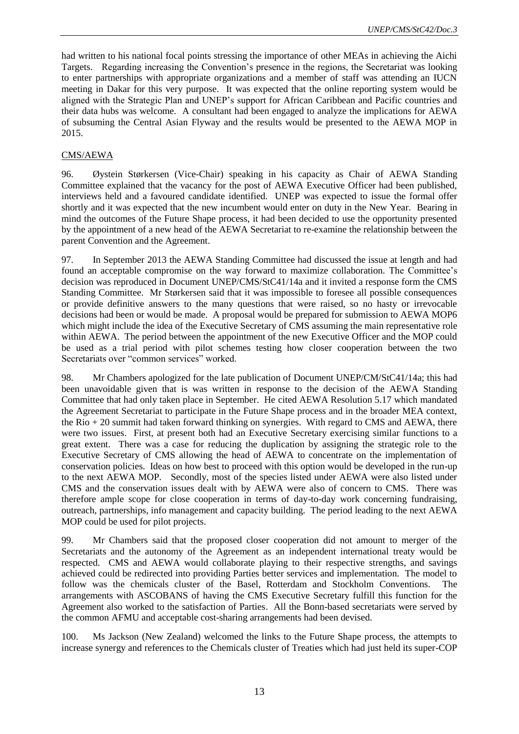had written to his national focal points stressing the importance of other MEAs in achieving the Aichi Targets. Regarding increasing the Convention's presence in the regions, the Secretariat was looking to enter partnerships with appropriate organizations and a member of staff was attending an IUCN meeting in Dakar for this very purpose. It was expected that the online reporting system would be aligned with the Strategic Plan and UNEP's support for African Caribbean and Pacific countries and their data hubs was welcome. A consultant had been engaged to analyze the implications for AEWA of subsuming the Central Asian Flyway and the results would be presented to the AEWA MOP in 2015.

CMS/AEWA

96. Øystein Størkersen (Vice-Chair) speaking in his capacity as Chair of AEWA Standing Committee explained that the vacancy for the post of AEWA Executive Officer had been published, interviews held and a favoured candidate identified. UNEP was expected to issue the formal offer shortly and it was expected that the new incumbent would enter on duty in the New Year. Bearing in mind the outcomes of the Future Shape process, it had been decided to use the opportunity presented by the appointment of a new head of the AEWA Secretariat to re-examine the relationship between the parent Convention and the Agreement.

97. In September 2013 the AEWA Standing Committee had discussed the issue at length and had found an acceptable compromise on the way forward to maximize collaboration. The Committee's decision was reproduced in Document UNEP/CMS/StC41/14a and it invited a response form the CMS Standing Committee. Mr Størkersen said that it was impossible to foresee all possible consequences or provide definitive answers to the many questions that were raised, so no hasty or irrevocable decisions had been or would be made. A proposal would be prepared for submission to AEWA MOP6 which might include the idea of the Executive Secretary of CMS assuming the main representative role within AEWA. The period between the appointment of the new Executive Officer and the MOP could be used as a trial period with pilot schemes testing how closer cooperation between the two Secretariats over "common services" worked.

98. Mr Chambers apologized for the late publication of Document UNEP/CM/StC41/14a; this had been unavoidable given that is was written in response to the decision of the AEWA Standing Committee that had only taken place in September. He cited AEWA Resolution 5.17 which mandated the Agreement Secretariat to participate in the Future Shape process and in the broader MEA context, the Rio + 20 summit had taken forward thinking on synergies. With regard to CMS and AEWA, there were two issues. First, at present both had an Executive Secretary exercising similar functions to a great extent. There was a case for reducing the duplication by assigning the strategic role to the Executive Secretary of CMS allowing the head of AEWA to concentrate on the implementation of conservation policies. Ideas on how best to proceed with this option would be developed in the run-up to the next AEWA MOP. Secondly, most of the species listed under AEWA were also listed under CMS and the conservation issues dealt with by AEWA were also of concern to CMS. There was therefore ample scope for close cooperation in terms of day-to-day work concerning fundraising, outreach, partnerships, info management and capacity building. The period leading to the next AEWA MOP could be used for pilot projects.

99. Mr Chambers said that the proposed closer cooperation did not amount to merger of the Secretariats and the autonomy of the Agreement as an independent international treaty would be respected. CMS and AEWA would collaborate playing to their respective strengths, and savings achieved could be redirected into providing Parties better services and implementation. The model to follow was the chemicals cluster of the Basel, Rotterdam and Stockholm Conventions. The arrangements with ASCOBANS of having the CMS Executive Secretary fulfill this function for the Agreement also worked to the satisfaction of Parties. All the Bonn-based secretariats were served by the common AFMU and acceptable cost-sharing arrangements had been devised.

100. Ms Jackson (New Zealand) welcomed the links to the Future Shape process, the attempts to increase synergy and references to the Chemicals cluster of Treaties which had just held its super-COP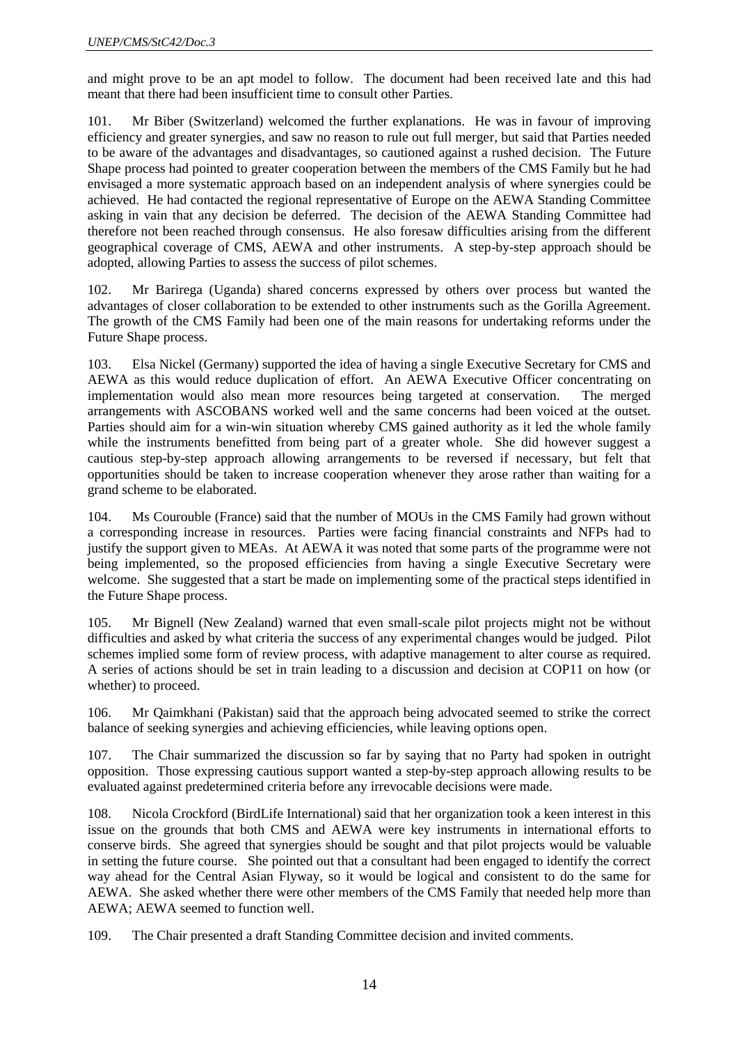and might prove to be an apt model to follow. The document had been received late and this had meant that there had been insufficient time to consult other Parties.

101. Mr Biber (Switzerland) welcomed the further explanations. He was in favour of improving efficiency and greater synergies, and saw no reason to rule out full merger, but said that Parties needed to be aware of the advantages and disadvantages, so cautioned against a rushed decision. The Future Shape process had pointed to greater cooperation between the members of the CMS Family but he had envisaged a more systematic approach based on an independent analysis of where synergies could be achieved. He had contacted the regional representative of Europe on the AEWA Standing Committee asking in vain that any decision be deferred. The decision of the AEWA Standing Committee had therefore not been reached through consensus. He also foresaw difficulties arising from the different geographical coverage of CMS, AEWA and other instruments. A step-by-step approach should be adopted, allowing Parties to assess the success of pilot schemes.

102. Mr Barirega (Uganda) shared concerns expressed by others over process but wanted the advantages of closer collaboration to be extended to other instruments such as the Gorilla Agreement. The growth of the CMS Family had been one of the main reasons for undertaking reforms under the Future Shape process.

103. Elsa Nickel (Germany) supported the idea of having a single Executive Secretary for CMS and AEWA as this would reduce duplication of effort. An AEWA Executive Officer concentrating on implementation would also mean more resources being targeted at conservation. The merged arrangements with ASCOBANS worked well and the same concerns had been voiced at the outset. Parties should aim for a win-win situation whereby CMS gained authority as it led the whole family while the instruments benefitted from being part of a greater whole. She did however suggest a cautious step-by-step approach allowing arrangements to be reversed if necessary, but felt that opportunities should be taken to increase cooperation whenever they arose rather than waiting for a grand scheme to be elaborated.

104. Ms Courouble (France) said that the number of MOUs in the CMS Family had grown without a corresponding increase in resources. Parties were facing financial constraints and NFPs had to justify the support given to MEAs. At AEWA it was noted that some parts of the programme were not being implemented, so the proposed efficiencies from having a single Executive Secretary were welcome. She suggested that a start be made on implementing some of the practical steps identified in the Future Shape process.

105. Mr Bignell (New Zealand) warned that even small-scale pilot projects might not be without difficulties and asked by what criteria the success of any experimental changes would be judged. Pilot schemes implied some form of review process, with adaptive management to alter course as required. A series of actions should be set in train leading to a discussion and decision at COP11 on how (or whether) to proceed.

106. Mr Qaimkhani (Pakistan) said that the approach being advocated seemed to strike the correct balance of seeking synergies and achieving efficiencies, while leaving options open.

107. The Chair summarized the discussion so far by saying that no Party had spoken in outright opposition. Those expressing cautious support wanted a step-by-step approach allowing results to be evaluated against predetermined criteria before any irrevocable decisions were made.

108. Nicola Crockford (BirdLife International) said that her organization took a keen interest in this issue on the grounds that both CMS and AEWA were key instruments in international efforts to conserve birds. She agreed that synergies should be sought and that pilot projects would be valuable in setting the future course. She pointed out that a consultant had been engaged to identify the correct way ahead for the Central Asian Flyway, so it would be logical and consistent to do the same for AEWA. She asked whether there were other members of the CMS Family that needed help more than AEWA; AEWA seemed to function well.

109. The Chair presented a draft Standing Committee decision and invited comments.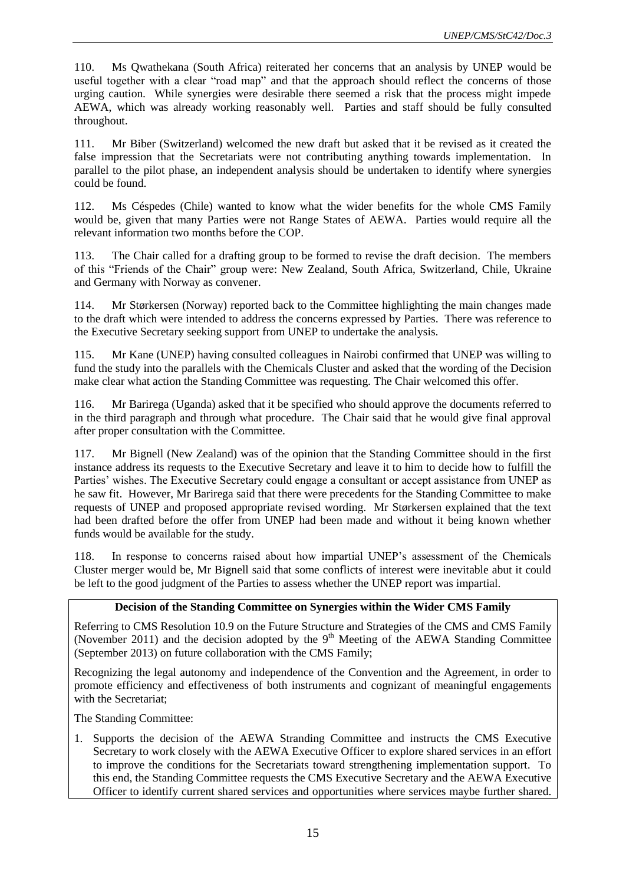110. Ms Qwathekana (South Africa) reiterated her concerns that an analysis by UNEP would be useful together with a clear "road map" and that the approach should reflect the concerns of those urging caution. While synergies were desirable there seemed a risk that the process might impede AEWA, which was already working reasonably well. Parties and staff should be fully consulted throughout.

111. Mr Biber (Switzerland) welcomed the new draft but asked that it be revised as it created the false impression that the Secretariats were not contributing anything towards implementation. In parallel to the pilot phase, an independent analysis should be undertaken to identify where synergies could be found.

112. Ms Céspedes (Chile) wanted to know what the wider benefits for the whole CMS Family would be, given that many Parties were not Range States of AEWA. Parties would require all the relevant information two months before the COP.

113. The Chair called for a drafting group to be formed to revise the draft decision. The members of this "Friends of the Chair" group were: New Zealand, South Africa, Switzerland, Chile, Ukraine and Germany with Norway as convener.

114. Mr Størkersen (Norway) reported back to the Committee highlighting the main changes made to the draft which were intended to address the concerns expressed by Parties. There was reference to the Executive Secretary seeking support from UNEP to undertake the analysis.

115. Mr Kane (UNEP) having consulted colleagues in Nairobi confirmed that UNEP was willing to fund the study into the parallels with the Chemicals Cluster and asked that the wording of the Decision make clear what action the Standing Committee was requesting. The Chair welcomed this offer.

116. Mr Barirega (Uganda) asked that it be specified who should approve the documents referred to in the third paragraph and through what procedure. The Chair said that he would give final approval after proper consultation with the Committee.

117. Mr Bignell (New Zealand) was of the opinion that the Standing Committee should in the first instance address its requests to the Executive Secretary and leave it to him to decide how to fulfill the Parties' wishes. The Executive Secretary could engage a consultant or accept assistance from UNEP as he saw fit. However, Mr Barirega said that there were precedents for the Standing Committee to make requests of UNEP and proposed appropriate revised wording. Mr Størkersen explained that the text had been drafted before the offer from UNEP had been made and without it being known whether funds would be available for the study.

118. In response to concerns raised about how impartial UNEP's assessment of the Chemicals Cluster merger would be, Mr Bignell said that some conflicts of interest were inevitable abut it could be left to the good judgment of the Parties to assess whether the UNEP report was impartial.

**Decision of the Standing Committee on Synergies within the Wider CMS Family**

Referring to CMS Resolution 10.9 on the Future Structure and Strategies of the CMS and CMS Family (November 2011) and the decision adopted by the 9th Meeting of the AEWA Standing Committee (September 2013) on future collaboration with the CMS Family;

Recognizing the legal autonomy and independence of the Convention and the Agreement, in order to promote efficiency and effectiveness of both instruments and cognizant of meaningful engagements with the Secretariat;

The Standing Committee:

1. Supports the decision of the AEWA Stranding Committee and instructs the CMS Executive Secretary to work closely with the AEWA Executive Officer to explore shared services in an effort to improve the conditions for the Secretariats toward strengthening implementation support. To this end, the Standing Committee requests the CMS Executive Secretary and the AEWA Executive Officer to identify current shared services and opportunities where services maybe further shared.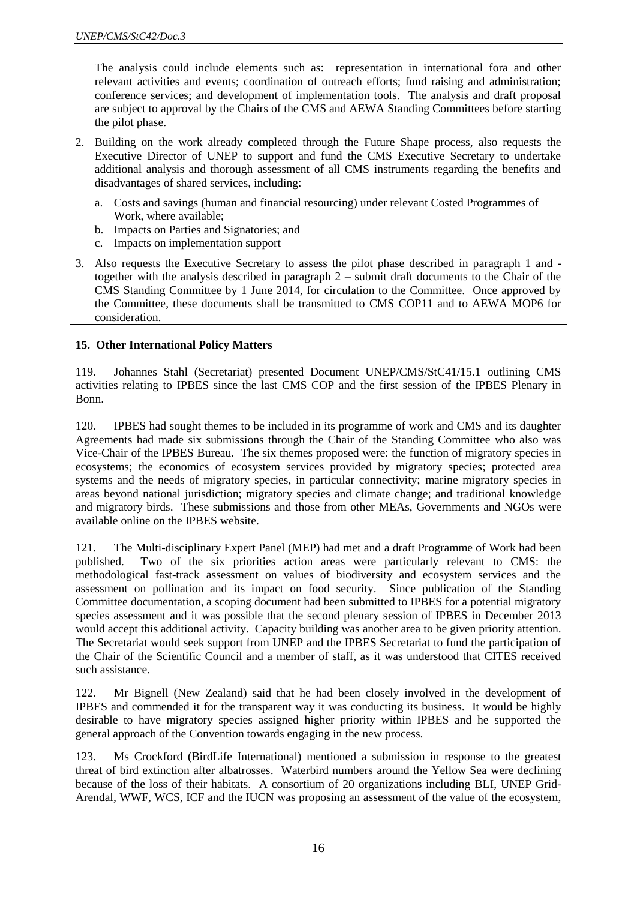The analysis could include elements such as: representation in international fora and other relevant activities and events; coordination of outreach efforts; fund raising and administration; conference services; and development of implementation tools. The analysis and draft proposal are subject to approval by the Chairs of the CMS and AEWA Standing Committees before starting the pilot phase.

2. Building on the work already completed through the Future Shape process, also requests the Executive Director of UNEP to support and fund the CMS Executive Secretary to undertake additional analysis and thorough assessment of all CMS instruments regarding the benefits and disadvantages of shared services, including:

   a. Costs and savings (human and financial resourcing) under relevant Costed Programmes of Work, where available;
   b. Impacts on Parties and Signatories; and
   c. Impacts on implementation support

3. Also requests the Executive Secretary to assess the pilot phase described in paragraph 1 and - together with the analysis described in paragraph 2 – submit draft documents to the Chair of the CMS Standing Committee by 1 June 2014, for circulation to the Committee. Once approved by the Committee, these documents shall be transmitted to CMS COP11 and to AEWA MOP6 for consideration.

**15. Other International Policy Matters**

119. Johannes Stahl (Secretariat) presented Document UNEP/CMS/StC41/15.1 outlining CMS activities relating to IPBES since the last CMS COP and the first session of the IPBES Plenary in Bonn.

120. IPBES had sought themes to be included in its programme of work and CMS and its daughter Agreements had made six submissions through the Chair of the Standing Committee who also was Vice-Chair of the IPBES Bureau. The six themes proposed were: the function of migratory species in ecosystems; the economics of ecosystem services provided by migratory species; protected area systems and the needs of migratory species, in particular connectivity; marine migratory species in areas beyond national jurisdiction; migratory species and climate change; and traditional knowledge and migratory birds. These submissions and those from other MEAs, Governments and NGOs were available online on the IPBES website.

121. The Multi-disciplinary Expert Panel (MEP) had met and a draft Programme of Work had been published. Two of the six priorities action areas were particularly relevant to CMS: the methodological fast-track assessment on values of biodiversity and ecosystem services and the assessment on pollination and its impact on food security. Since publication of the Standing Committee documentation, a scoping document had been submitted to IPBES for a potential migratory species assessment and it was possible that the second plenary session of IPBES in December 2013 would accept this additional activity. Capacity building was another area to be given priority attention. The Secretariat would seek support from UNEP and the IPBES Secretariat to fund the participation of the Chair of the Scientific Council and a member of staff, as it was understood that CITES received such assistance.

122. Mr Bignell (New Zealand) said that he had been closely involved in the development of IPBES and commended it for the transparent way it was conducting its business. It would be highly desirable to have migratory species assigned higher priority within IPBES and he supported the general approach of the Convention towards engaging in the new process.

123. Ms Crockford (BirdLife International) mentioned a submission in response to the greatest threat of bird extinction after albatrosses. Waterbird numbers around the Yellow Sea were declining because of the loss of their habitats. A consortium of 20 organizations including BLI, UNEP Grid-Arendal, WWF, WCS, ICF and the IUCN was proposing an assessment of the value of the ecosystem,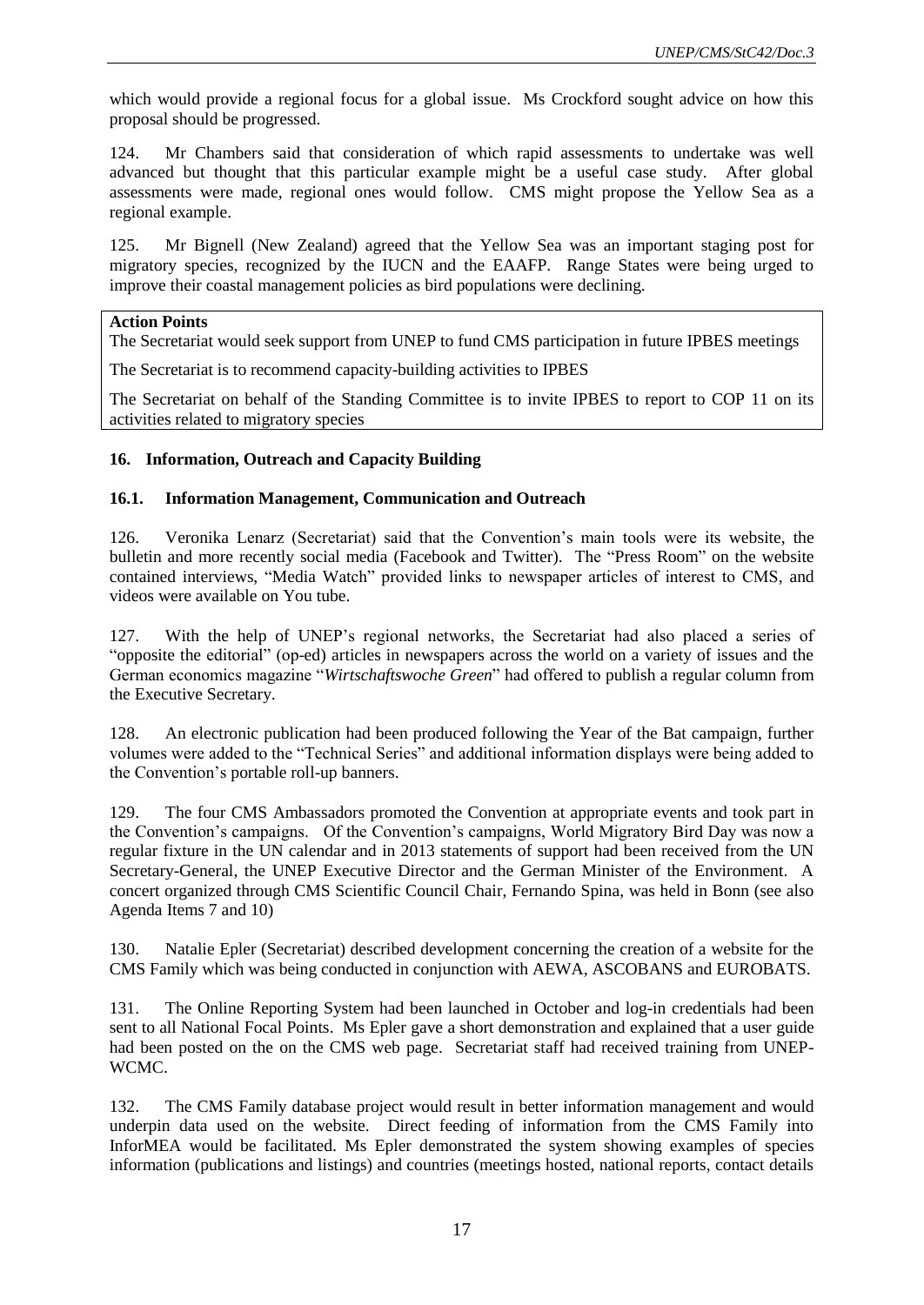which would provide a regional focus for a global issue. Ms Crockford sought advice on how this proposal should be progressed.

124. Mr Chambers said that consideration of which rapid assessments to undertake was well advanced but thought that this particular example might be a useful case study. After global assessments were made, regional ones would follow. CMS might propose the Yellow Sea as a regional example.

125. Mr Bignell (New Zealand) agreed that the Yellow Sea was an important staging post for migratory species, recognized by the IUCN and the EAAFP. Range States were being urged to improve their coastal management policies as bird populations were declining.

**Action Points**

The Secretariat would seek support from UNEP to fund CMS participation in future IPBES meetings

The Secretariat is to recommend capacity-building activities to IPBES

The Secretariat on behalf of the Standing Committee is to invite IPBES to report to COP 11 on its activities related to migratory species

## 16. Information, Outreach and Capacity Building

### 16.1. Information Management, Communication and Outreach

126. Veronika Lenarz (Secretariat) said that the Convention's main tools were its website, the bulletin and more recently social media (Facebook and Twitter). The "Press Room" on the website contained interviews, "Media Watch" provided links to newspaper articles of interest to CMS, and videos were available on You tube.

127. With the help of UNEP's regional networks, the Secretariat had also placed a series of "opposite the editorial" (op-ed) articles in newspapers across the world on a variety of issues and the German economics magazine "*Wirtschaftswoche Green*" had offered to publish a regular column from the Executive Secretary.

128. An electronic publication had been produced following the Year of the Bat campaign, further volumes were added to the "Technical Series" and additional information displays were being added to the Convention's portable roll-up banners.

129. The four CMS Ambassadors promoted the Convention at appropriate events and took part in the Convention's campaigns. Of the Convention's campaigns, World Migratory Bird Day was now a regular fixture in the UN calendar and in 2013 statements of support had been received from the UN Secretary-General, the UNEP Executive Director and the German Minister of the Environment. A concert organized through CMS Scientific Council Chair, Fernando Spina, was held in Bonn (see also Agenda Items 7 and 10)

130. Natalie Epler (Secretariat) described development concerning the creation of a website for the CMS Family which was being conducted in conjunction with AEWA, ASCOBANS and EUROBATS.

131. The Online Reporting System had been launched in October and log-in credentials had been sent to all National Focal Points. Ms Epler gave a short demonstration and explained that a user guide had been posted on the on the CMS web page. Secretariat staff had received training from UNEP-WCMC.

132. The CMS Family database project would result in better information management and would underpin data used on the website. Direct feeding of information from the CMS Family into InforMEA would be facilitated. Ms Epler demonstrated the system showing examples of species information (publications and listings) and countries (meetings hosted, national reports, contact details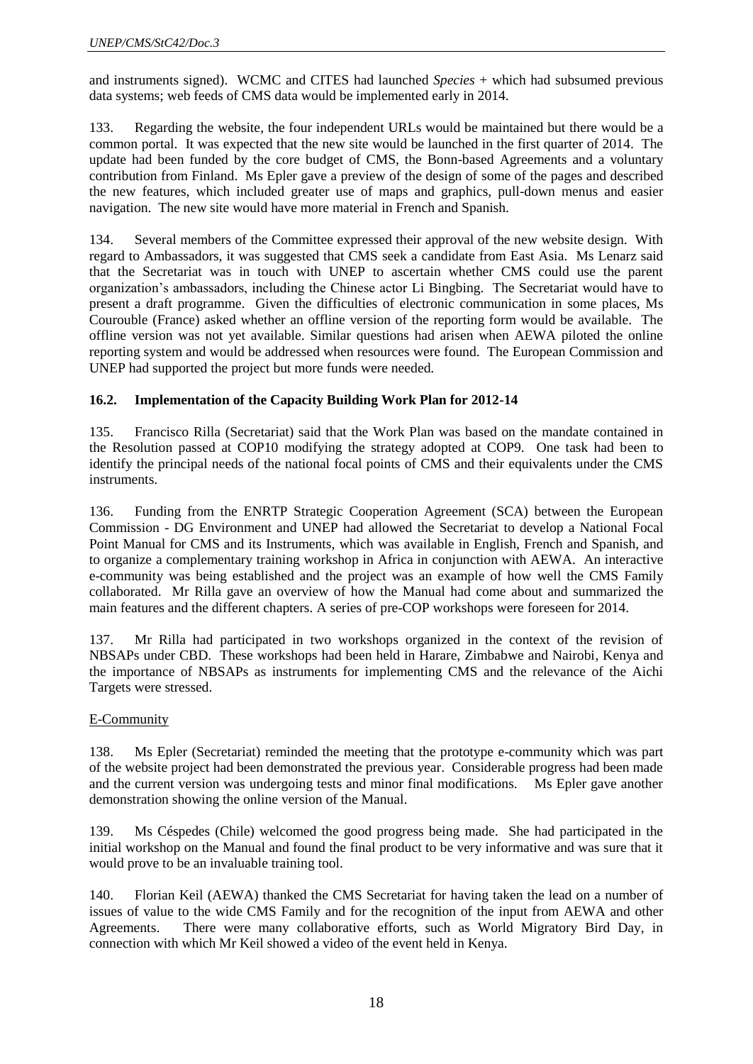and instruments signed). WCMC and CITES had launched *Species* + which had subsumed previous data systems; web feeds of CMS data would be implemented early in 2014.

133. Regarding the website, the four independent URLs would be maintained but there would be a common portal. It was expected that the new site would be launched in the first quarter of 2014. The update had been funded by the core budget of CMS, the Bonn-based Agreements and a voluntary contribution from Finland. Ms Epler gave a preview of the design of some of the pages and described the new features, which included greater use of maps and graphics, pull-down menus and easier navigation. The new site would have more material in French and Spanish.

134. Several members of the Committee expressed their approval of the new website design. With regard to Ambassadors, it was suggested that CMS seek a candidate from East Asia. Ms Lenarz said that the Secretariat was in touch with UNEP to ascertain whether CMS could use the parent organization's ambassadors, including the Chinese actor Li Bingbing. The Secretariat would have to present a draft programme. Given the difficulties of electronic communication in some places, Ms Courouble (France) asked whether an offline version of the reporting form would be available. The offline version was not yet available. Similar questions had arisen when AEWA piloted the online reporting system and would be addressed when resources were found. The European Commission and UNEP had supported the project but more funds were needed.

### 16.2. Implementation of the Capacity Building Work Plan for 2012-14

135. Francisco Rilla (Secretariat) said that the Work Plan was based on the mandate contained in the Resolution passed at COP10 modifying the strategy adopted at COP9. One task had been to identify the principal needs of the national focal points of CMS and their equivalents under the CMS instruments.

136. Funding from the ENRTP Strategic Cooperation Agreement (SCA) between the European Commission - DG Environment and UNEP had allowed the Secretariat to develop a National Focal Point Manual for CMS and its Instruments, which was available in English, French and Spanish, and to organize a complementary training workshop in Africa in conjunction with AEWA. An interactive e-community was being established and the project was an example of how well the CMS Family collaborated. Mr Rilla gave an overview of how the Manual had come about and summarized the main features and the different chapters. A series of pre-COP workshops were foreseen for 2014.

137. Mr Rilla had participated in two workshops organized in the context of the revision of NBSAPs under CBD. These workshops had been held in Harare, Zimbabwe and Nairobi, Kenya and the importance of NBSAPs as instruments for implementing CMS and the relevance of the Aichi Targets were stressed.

E-Community

138. Ms Epler (Secretariat) reminded the meeting that the prototype e-community which was part of the website project had been demonstrated the previous year. Considerable progress had been made and the current version was undergoing tests and minor final modifications. Ms Epler gave another demonstration showing the online version of the Manual.

139. Ms Céspedes (Chile) welcomed the good progress being made. She had participated in the initial workshop on the Manual and found the final product to be very informative and was sure that it would prove to be an invaluable training tool.

140. Florian Keil (AEWA) thanked the CMS Secretariat for having taken the lead on a number of issues of value to the wide CMS Family and for the recognition of the input from AEWA and other Agreements. There were many collaborative efforts, such as World Migratory Bird Day, in connection with which Mr Keil showed a video of the event held in Kenya.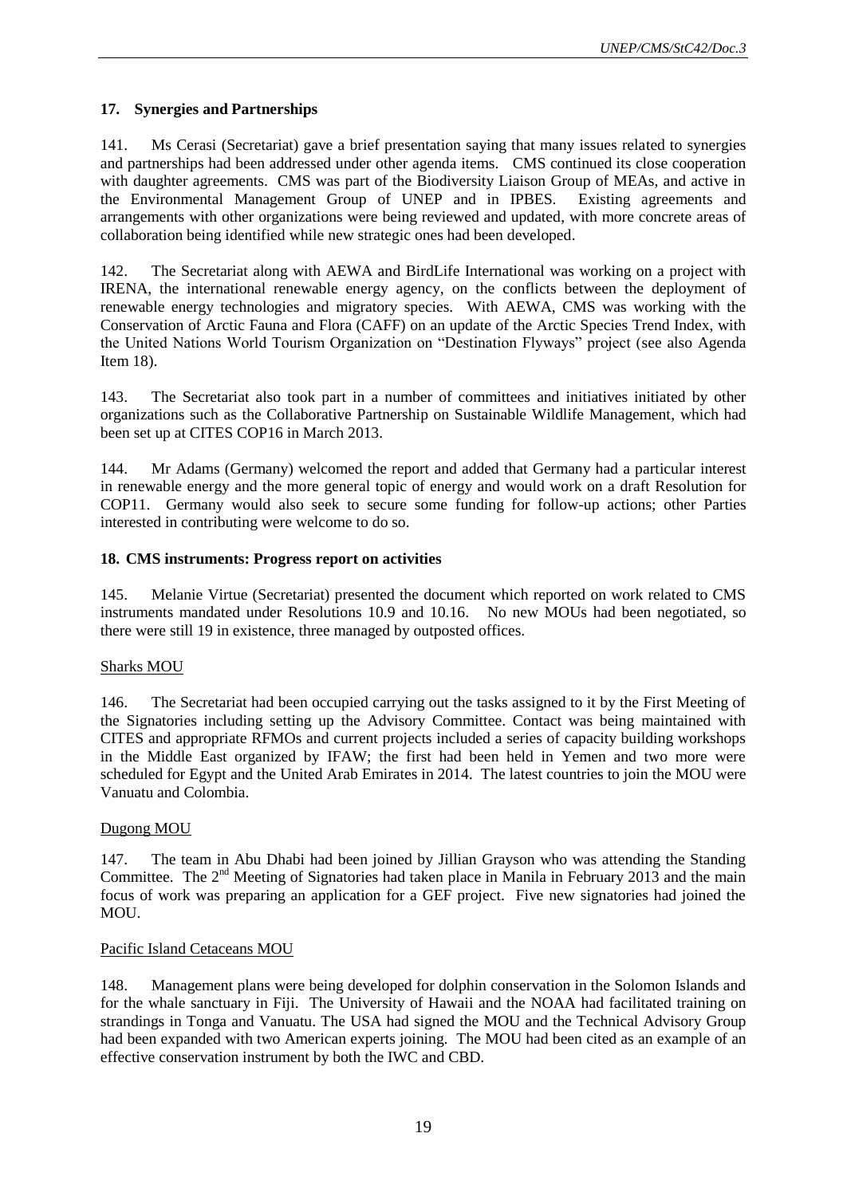### 17. Synergies and Partnerships

141. Ms Cerasi (Secretariat) gave a brief presentation saying that many issues related to synergies and partnerships had been addressed under other agenda items. CMS continued its close cooperation with daughter agreements. CMS was part of the Biodiversity Liaison Group of MEAs, and active in the Environmental Management Group of UNEP and in IPBES. Existing agreements and arrangements with other organizations were being reviewed and updated, with more concrete areas of collaboration being identified while new strategic ones had been developed.

142. The Secretariat along with AEWA and BirdLife International was working on a project with IRENA, the international renewable energy agency, on the conflicts between the deployment of renewable energy technologies and migratory species. With AEWA, CMS was working with the Conservation of Arctic Fauna and Flora (CAFF) on an update of the Arctic Species Trend Index, with the United Nations World Tourism Organization on "Destination Flyways" project (see also Agenda Item 18).

143. The Secretariat also took part in a number of committees and initiatives initiated by other organizations such as the Collaborative Partnership on Sustainable Wildlife Management, which had been set up at CITES COP16 in March 2013.

144. Mr Adams (Germany) welcomed the report and added that Germany had a particular interest in renewable energy and the more general topic of energy and would work on a draft Resolution for COP11. Germany would also seek to secure some funding for follow-up actions; other Parties interested in contributing were welcome to do so.

### 18. CMS instruments: Progress report on activities

145. Melanie Virtue (Secretariat) presented the document which reported on work related to CMS instruments mandated under Resolutions 10.9 and 10.16. No new MOUs had been negotiated, so there were still 19 in existence, three managed by outposted offices.

Sharks MOU

146. The Secretariat had been occupied carrying out the tasks assigned to it by the First Meeting of the Signatories including setting up the Advisory Committee. Contact was being maintained with CITES and appropriate RFMOs and current projects included a series of capacity building workshops in the Middle East organized by IFAW; the first had been held in Yemen and two more were scheduled for Egypt and the United Arab Emirates in 2014. The latest countries to join the MOU were Vanuatu and Colombia.

Dugong MOU

147. The team in Abu Dhabi had been joined by Jillian Grayson who was attending the Standing Committee. The 2nd Meeting of Signatories had taken place in Manila in February 2013 and the main focus of work was preparing an application for a GEF project. Five new signatories had joined the MOU.

Pacific Island Cetaceans MOU

148. Management plans were being developed for dolphin conservation in the Solomon Islands and for the whale sanctuary in Fiji. The University of Hawaii and the NOAA had facilitated training on strandings in Tonga and Vanuatu. The USA had signed the MOU and the Technical Advisory Group had been expanded with two American experts joining. The MOU had been cited as an example of an effective conservation instrument by both the IWC and CBD.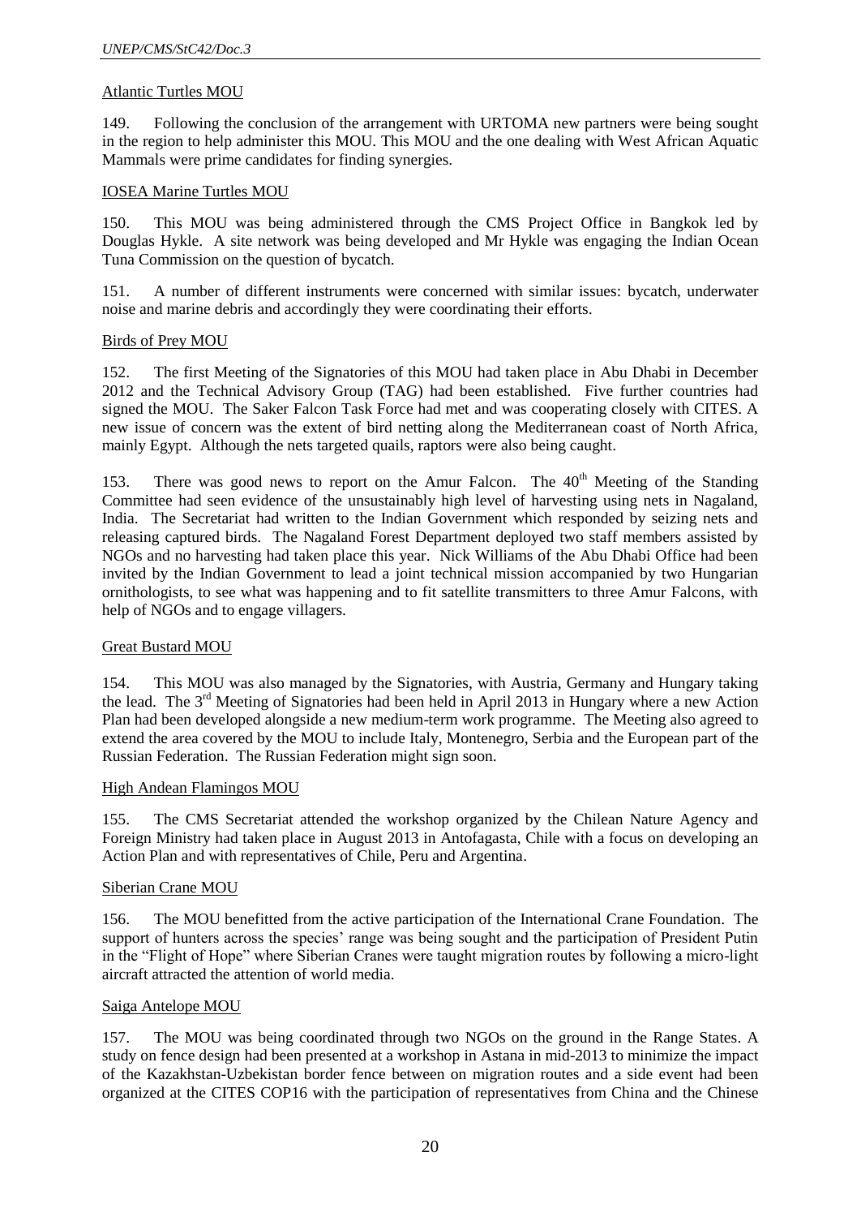Atlantic Turtles MOU

149. Following the conclusion of the arrangement with URTOMA new partners were being sought in the region to help administer this MOU. This MOU and the one dealing with West African Aquatic Mammals were prime candidates for finding synergies.

IOSEA Marine Turtles MOU

150. This MOU was being administered through the CMS Project Office in Bangkok led by Douglas Hykle. A site network was being developed and Mr Hykle was engaging the Indian Ocean Tuna Commission on the question of bycatch.

151. A number of different instruments were concerned with similar issues: bycatch, underwater noise and marine debris and accordingly they were coordinating their efforts.

Birds of Prey MOU

152. The first Meeting of the Signatories of this MOU had taken place in Abu Dhabi in December 2012 and the Technical Advisory Group (TAG) had been established. Five further countries had signed the MOU. The Saker Falcon Task Force had met and was cooperating closely with CITES. A new issue of concern was the extent of bird netting along the Mediterranean coast of North Africa, mainly Egypt. Although the nets targeted quails, raptors were also being caught.

153. There was good news to report on the Amur Falcon. The 40[th] Meeting of the Standing Committee had seen evidence of the unsustainably high level of harvesting using nets in Nagaland, India. The Secretariat had written to the Indian Government which responded by seizing nets and releasing captured birds. The Nagaland Forest Department deployed two staff members assisted by NGOs and no harvesting had taken place this year. Nick Williams of the Abu Dhabi Office had been invited by the Indian Government to lead a joint technical mission accompanied by two Hungarian ornithologists, to see what was happening and to fit satellite transmitters to three Amur Falcons, with help of NGOs and to engage villagers.

Great Bustard MOU

154. This MOU was also managed by the Signatories, with Austria, Germany and Hungary taking the lead. The 3[rd] Meeting of Signatories had been held in April 2013 in Hungary where a new Action Plan had been developed alongside a new medium-term work programme. The Meeting also agreed to extend the area covered by the MOU to include Italy, Montenegro, Serbia and the European part of the Russian Federation. The Russian Federation might sign soon.

High Andean Flamingos MOU

155. The CMS Secretariat attended the workshop organized by the Chilean Nature Agency and Foreign Ministry had taken place in August 2013 in Antofagasta, Chile with a focus on developing an Action Plan and with representatives of Chile, Peru and Argentina.

Siberian Crane MOU

156. The MOU benefitted from the active participation of the International Crane Foundation. The support of hunters across the species' range was being sought and the participation of President Putin in the "Flight of Hope" where Siberian Cranes were taught migration routes by following a micro-light aircraft attracted the attention of world media.

Saiga Antelope MOU

157. The MOU was being coordinated through two NGOs on the ground in the Range States. A study on fence design had been presented at a workshop in Astana in mid-2013 to minimize the impact of the Kazakhstan-Uzbekistan border fence between on migration routes and a side event had been organized at the CITES COP16 with the participation of representatives from China and the Chinese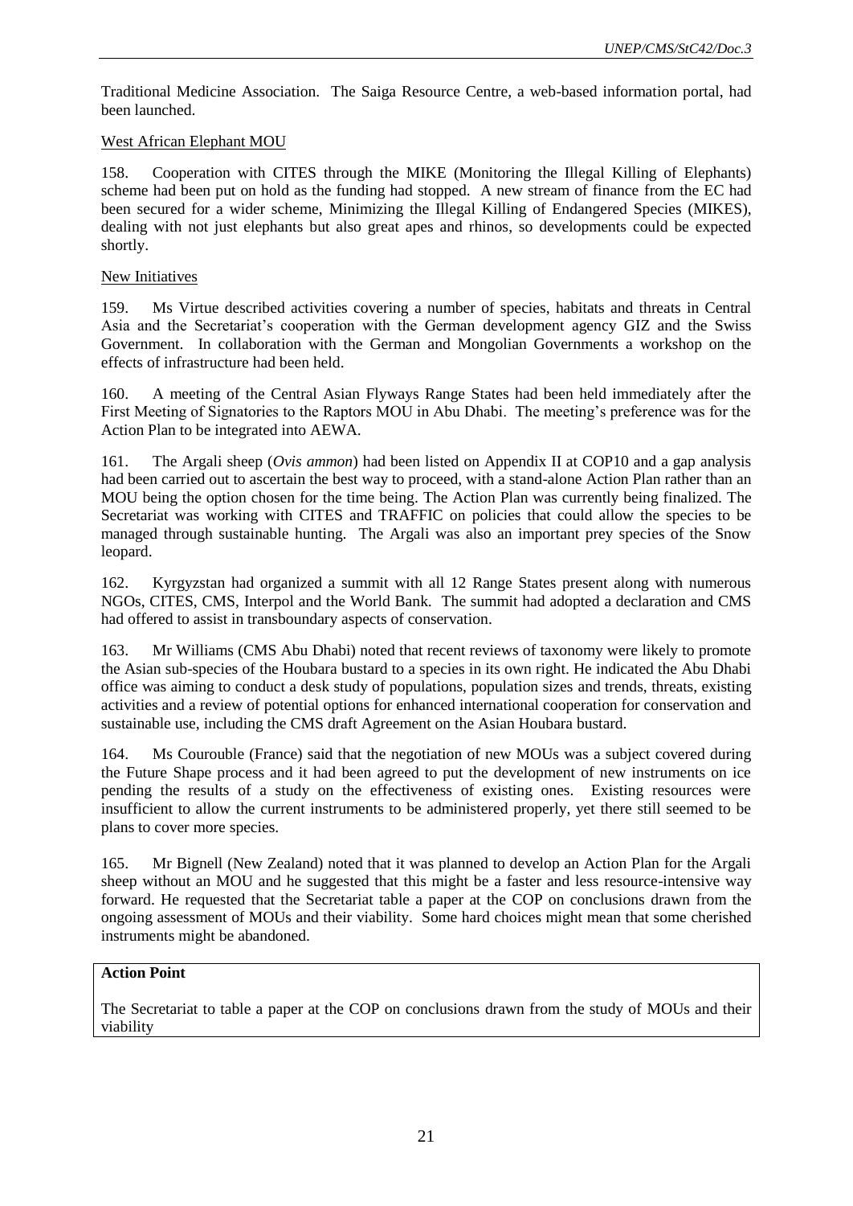Traditional Medicine Association. The Saiga Resource Centre, a web-based information portal, had been launched.

West African Elephant MOU

158. Cooperation with CITES through the MIKE (Monitoring the Illegal Killing of Elephants) scheme had been put on hold as the funding had stopped. A new stream of finance from the EC had been secured for a wider scheme, Minimizing the Illegal Killing of Endangered Species (MIKES), dealing with not just elephants but also great apes and rhinos, so developments could be expected shortly.

New Initiatives

159. Ms Virtue described activities covering a number of species, habitats and threats in Central Asia and the Secretariat's cooperation with the German development agency GIZ and the Swiss Government. In collaboration with the German and Mongolian Governments a workshop on the effects of infrastructure had been held.

160. A meeting of the Central Asian Flyways Range States had been held immediately after the First Meeting of Signatories to the Raptors MOU in Abu Dhabi. The meeting's preference was for the Action Plan to be integrated into AEWA.

161. The Argali sheep (*Ovis ammon*) had been listed on Appendix II at COP10 and a gap analysis had been carried out to ascertain the best way to proceed, with a stand-alone Action Plan rather than an MOU being the option chosen for the time being. The Action Plan was currently being finalized. The Secretariat was working with CITES and TRAFFIC on policies that could allow the species to be managed through sustainable hunting. The Argali was also an important prey species of the Snow leopard.

162. Kyrgyzstan had organized a summit with all 12 Range States present along with numerous NGOs, CITES, CMS, Interpol and the World Bank. The summit had adopted a declaration and CMS had offered to assist in transboundary aspects of conservation.

163. Mr Williams (CMS Abu Dhabi) noted that recent reviews of taxonomy were likely to promote the Asian sub-species of the Houbara bustard to a species in its own right. He indicated the Abu Dhabi office was aiming to conduct a desk study of populations, population sizes and trends, threats, existing activities and a review of potential options for enhanced international cooperation for conservation and sustainable use, including the CMS draft Agreement on the Asian Houbara bustard.

164. Ms Courouble (France) said that the negotiation of new MOUs was a subject covered during the Future Shape process and it had been agreed to put the development of new instruments on ice pending the results of a study on the effectiveness of existing ones. Existing resources were insufficient to allow the current instruments to be administered properly, yet there still seemed to be plans to cover more species.

165. Mr Bignell (New Zealand) noted that it was planned to develop an Action Plan for the Argali sheep without an MOU and he suggested that this might be a faster and less resource-intensive way forward. He requested that the Secretariat table a paper at the COP on conclusions drawn from the ongoing assessment of MOUs and their viability. Some hard choices might mean that some cherished instruments might be abandoned.

**Action Point**

The Secretariat to table a paper at the COP on conclusions drawn from the study of MOUs and their viability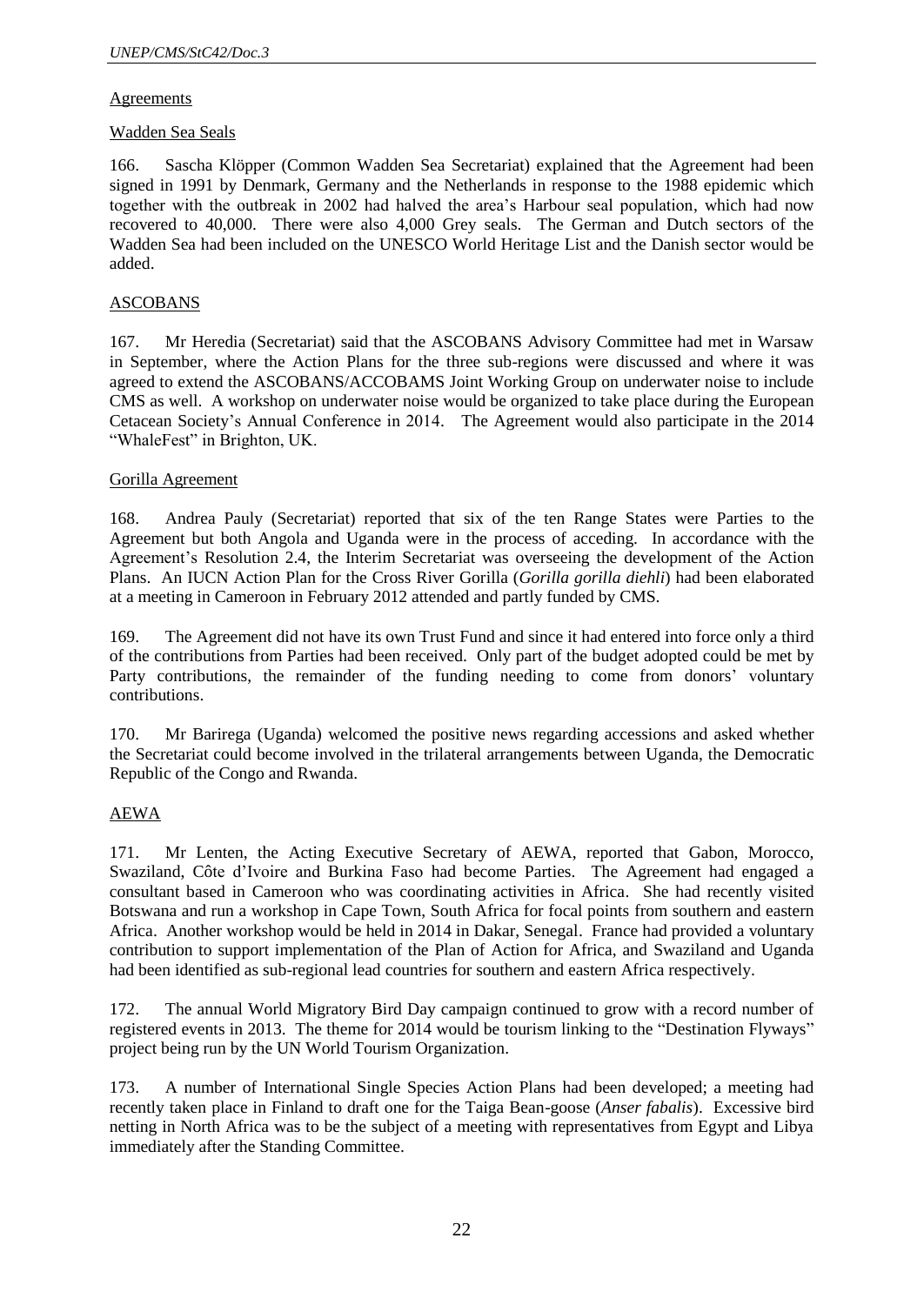Agreements

Wadden Sea Seals

166. Sascha Klöpper (Common Wadden Sea Secretariat) explained that the Agreement had been signed in 1991 by Denmark, Germany and the Netherlands in response to the 1988 epidemic which together with the outbreak in 2002 had halved the area's Harbour seal population, which had now recovered to 40,000. There were also 4,000 Grey seals. The German and Dutch sectors of the Wadden Sea had been included on the UNESCO World Heritage List and the Danish sector would be added.

ASCOBANS

167. Mr Heredia (Secretariat) said that the ASCOBANS Advisory Committee had met in Warsaw in September, where the Action Plans for the three sub-regions were discussed and where it was agreed to extend the ASCOBANS/ACCOBAMS Joint Working Group on underwater noise to include CMS as well. A workshop on underwater noise would be organized to take place during the European Cetacean Society's Annual Conference in 2014. The Agreement would also participate in the 2014 "WhaleFest" in Brighton, UK.

Gorilla Agreement

168. Andrea Pauly (Secretariat) reported that six of the ten Range States were Parties to the Agreement but both Angola and Uganda were in the process of acceding. In accordance with the Agreement's Resolution 2.4, the Interim Secretariat was overseeing the development of the Action Plans. An IUCN Action Plan for the Cross River Gorilla (*Gorilla gorilla diehli*) had been elaborated at a meeting in Cameroon in February 2012 attended and partly funded by CMS.

169. The Agreement did not have its own Trust Fund and since it had entered into force only a third of the contributions from Parties had been received. Only part of the budget adopted could be met by Party contributions, the remainder of the funding needing to come from donors' voluntary contributions.

170. Mr Barirega (Uganda) welcomed the positive news regarding accessions and asked whether the Secretariat could become involved in the trilateral arrangements between Uganda, the Democratic Republic of the Congo and Rwanda.

AEWA

171. Mr Lenten, the Acting Executive Secretary of AEWA, reported that Gabon, Morocco, Swaziland, Côte d'Ivoire and Burkina Faso had become Parties. The Agreement had engaged a consultant based in Cameroon who was coordinating activities in Africa. She had recently visited Botswana and run a workshop in Cape Town, South Africa for focal points from southern and eastern Africa. Another workshop would be held in 2014 in Dakar, Senegal. France had provided a voluntary contribution to support implementation of the Plan of Action for Africa, and Swaziland and Uganda had been identified as sub-regional lead countries for southern and eastern Africa respectively.

172. The annual World Migratory Bird Day campaign continued to grow with a record number of registered events in 2013. The theme for 2014 would be tourism linking to the "Destination Flyways" project being run by the UN World Tourism Organization.

173. A number of International Single Species Action Plans had been developed; a meeting had recently taken place in Finland to draft one for the Taiga Bean-goose (*Anser fabalis*). Excessive bird netting in North Africa was to be the subject of a meeting with representatives from Egypt and Libya immediately after the Standing Committee.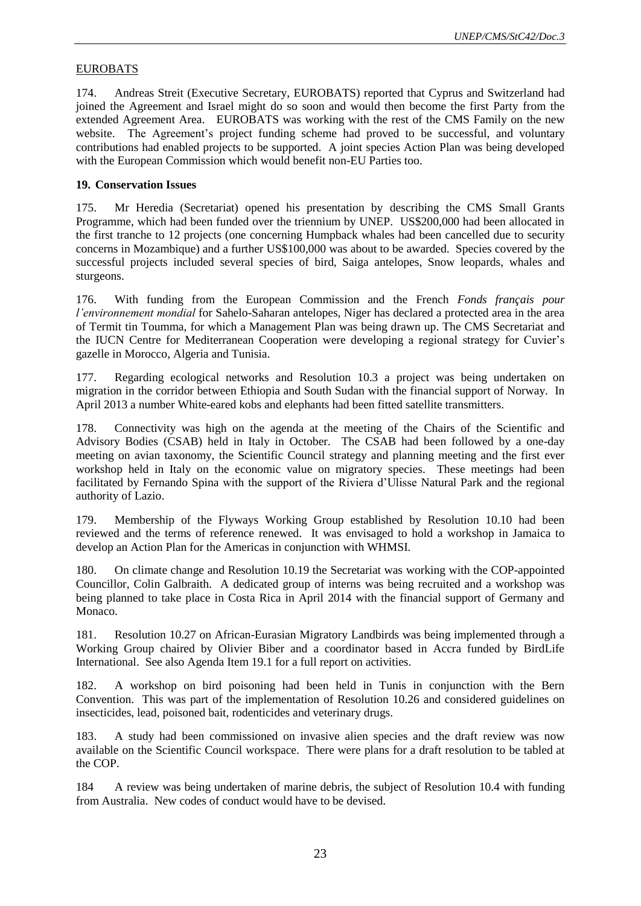EUROBATS

174. Andreas Streit (Executive Secretary, EUROBATS) reported that Cyprus and Switzerland had joined the Agreement and Israel might do so soon and would then become the first Party from the extended Agreement Area. EUROBATS was working with the rest of the CMS Family on the new website. The Agreement's project funding scheme had proved to be successful, and voluntary contributions had enabled projects to be supported. A joint species Action Plan was being developed with the European Commission which would benefit non-EU Parties too.

**19. Conservation Issues**

175. Mr Heredia (Secretariat) opened his presentation by describing the CMS Small Grants Programme, which had been funded over the triennium by UNEP. US$200,000 had been allocated in the first tranche to 12 projects (one concerning Humpback whales had been cancelled due to security concerns in Mozambique) and a further US$100,000 was about to be awarded. Species covered by the successful projects included several species of bird, Saiga antelopes, Snow leopards, whales and sturgeons.

176. With funding from the European Commission and the French *Fonds français pour l'environnement mondial* for Sahelo-Saharan antelopes, Niger has declared a protected area in the area of Termit tin Toumma, for which a Management Plan was being drawn up. The CMS Secretariat and the IUCN Centre for Mediterranean Cooperation were developing a regional strategy for Cuvier's gazelle in Morocco, Algeria and Tunisia.

177. Regarding ecological networks and Resolution 10.3 a project was being undertaken on migration in the corridor between Ethiopia and South Sudan with the financial support of Norway. In April 2013 a number White-eared kobs and elephants had been fitted satellite transmitters.

178. Connectivity was high on the agenda at the meeting of the Chairs of the Scientific and Advisory Bodies (CSAB) held in Italy in October. The CSAB had been followed by a one-day meeting on avian taxonomy, the Scientific Council strategy and planning meeting and the first ever workshop held in Italy on the economic value on migratory species. These meetings had been facilitated by Fernando Spina with the support of the Riviera d'Ulisse Natural Park and the regional authority of Lazio.

179. Membership of the Flyways Working Group established by Resolution 10.10 had been reviewed and the terms of reference renewed. It was envisaged to hold a workshop in Jamaica to develop an Action Plan for the Americas in conjunction with WHMSI.

180. On climate change and Resolution 10.19 the Secretariat was working with the COP-appointed Councillor, Colin Galbraith. A dedicated group of interns was being recruited and a workshop was being planned to take place in Costa Rica in April 2014 with the financial support of Germany and Monaco.

181. Resolution 10.27 on African-Eurasian Migratory Landbirds was being implemented through a Working Group chaired by Olivier Biber and a coordinator based in Accra funded by BirdLife International. See also Agenda Item 19.1 for a full report on activities.

182. A workshop on bird poisoning had been held in Tunis in conjunction with the Bern Convention. This was part of the implementation of Resolution 10.26 and considered guidelines on insecticides, lead, poisoned bait, rodenticides and veterinary drugs.

183. A study had been commissioned on invasive alien species and the draft review was now available on the Scientific Council workspace. There were plans for a draft resolution to be tabled at the COP.

184 A review was being undertaken of marine debris, the subject of Resolution 10.4 with funding from Australia. New codes of conduct would have to be devised.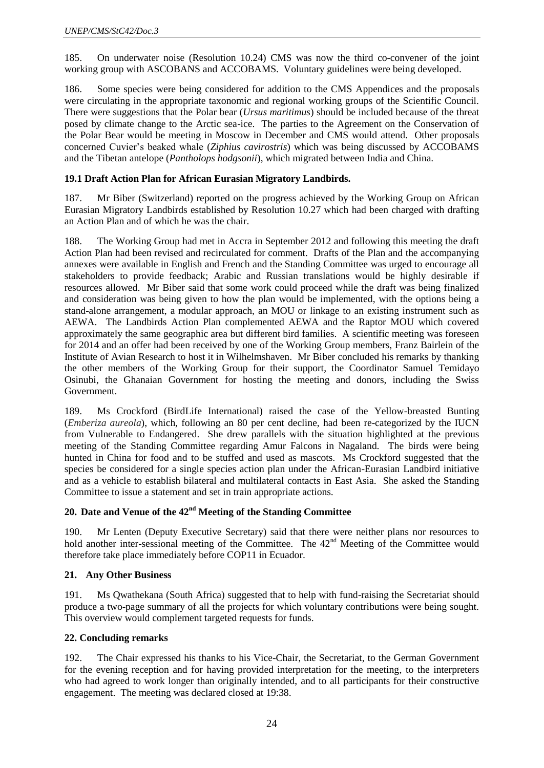185. On underwater noise (Resolution 10.24) CMS was now the third co-convener of the joint working group with ASCOBANS and ACCOBAMS. Voluntary guidelines were being developed.

186. Some species were being considered for addition to the CMS Appendices and the proposals were circulating in the appropriate taxonomic and regional working groups of the Scientific Council. There were suggestions that the Polar bear (*Ursus maritimus*) should be included because of the threat posed by climate change to the Arctic sea-ice. The parties to the Agreement on the Conservation of the Polar Bear would be meeting in Moscow in December and CMS would attend. Other proposals concerned Cuvier's beaked whale (*Ziphius cavirostris*) which was being discussed by ACCOBAMS and the Tibetan antelope (*Pantholops hodgsonii*), which migrated between India and China.

### 19.1 Draft Action Plan for African Eurasian Migratory Landbirds.

187. Mr Biber (Switzerland) reported on the progress achieved by the Working Group on African Eurasian Migratory Landbirds established by Resolution 10.27 which had been charged with drafting an Action Plan and of which he was the chair.

188. The Working Group had met in Accra in September 2012 and following this meeting the draft Action Plan had been revised and recirculated for comment. Drafts of the Plan and the accompanying annexes were available in English and French and the Standing Committee was urged to encourage all stakeholders to provide feedback; Arabic and Russian translations would be highly desirable if resources allowed. Mr Biber said that some work could proceed while the draft was being finalized and consideration was being given to how the plan would be implemented, with the options being a stand-alone arrangement, a modular approach, an MOU or linkage to an existing instrument such as AEWA. The Landbirds Action Plan complemented AEWA and the Raptor MOU which covered approximately the same geographic area but different bird families. A scientific meeting was foreseen for 2014 and an offer had been received by one of the Working Group members, Franz Bairlein of the Institute of Avian Research to host it in Wilhelmshaven. Mr Biber concluded his remarks by thanking the other members of the Working Group for their support, the Coordinator Samuel Temidayo Osinubi, the Ghanaian Government for hosting the meeting and donors, including the Swiss Government.

189. Ms Crockford (BirdLife International) raised the case of the Yellow-breasted Bunting (*Emberiza aureola*), which, following an 80 per cent decline, had been re-categorized by the IUCN from Vulnerable to Endangered. She drew parallels with the situation highlighted at the previous meeting of the Standing Committee regarding Amur Falcons in Nagaland. The birds were being hunted in China for food and to be stuffed and used as mascots. Ms Crockford suggested that the species be considered for a single species action plan under the African-Eurasian Landbird initiative and as a vehicle to establish bilateral and multilateral contacts in East Asia. She asked the Standing Committee to issue a statement and set in train appropriate actions.

## 20. Date and Venue of the 42nd Meeting of the Standing Committee

190. Mr Lenten (Deputy Executive Secretary) said that there were neither plans nor resources to hold another inter-sessional meeting of the Committee. The 42nd Meeting of the Committee would therefore take place immediately before COP11 in Ecuador.

## 21. Any Other Business

191. Ms Qwathekana (South Africa) suggested that to help with fund-raising the Secretariat should produce a two-page summary of all the projects for which voluntary contributions were being sought. This overview would complement targeted requests for funds.

## 22. Concluding remarks

192. The Chair expressed his thanks to his Vice-Chair, the Secretariat, to the German Government for the evening reception and for having provided interpretation for the meeting, to the interpreters who had agreed to work longer than originally intended, and to all participants for their constructive engagement. The meeting was declared closed at 19:38.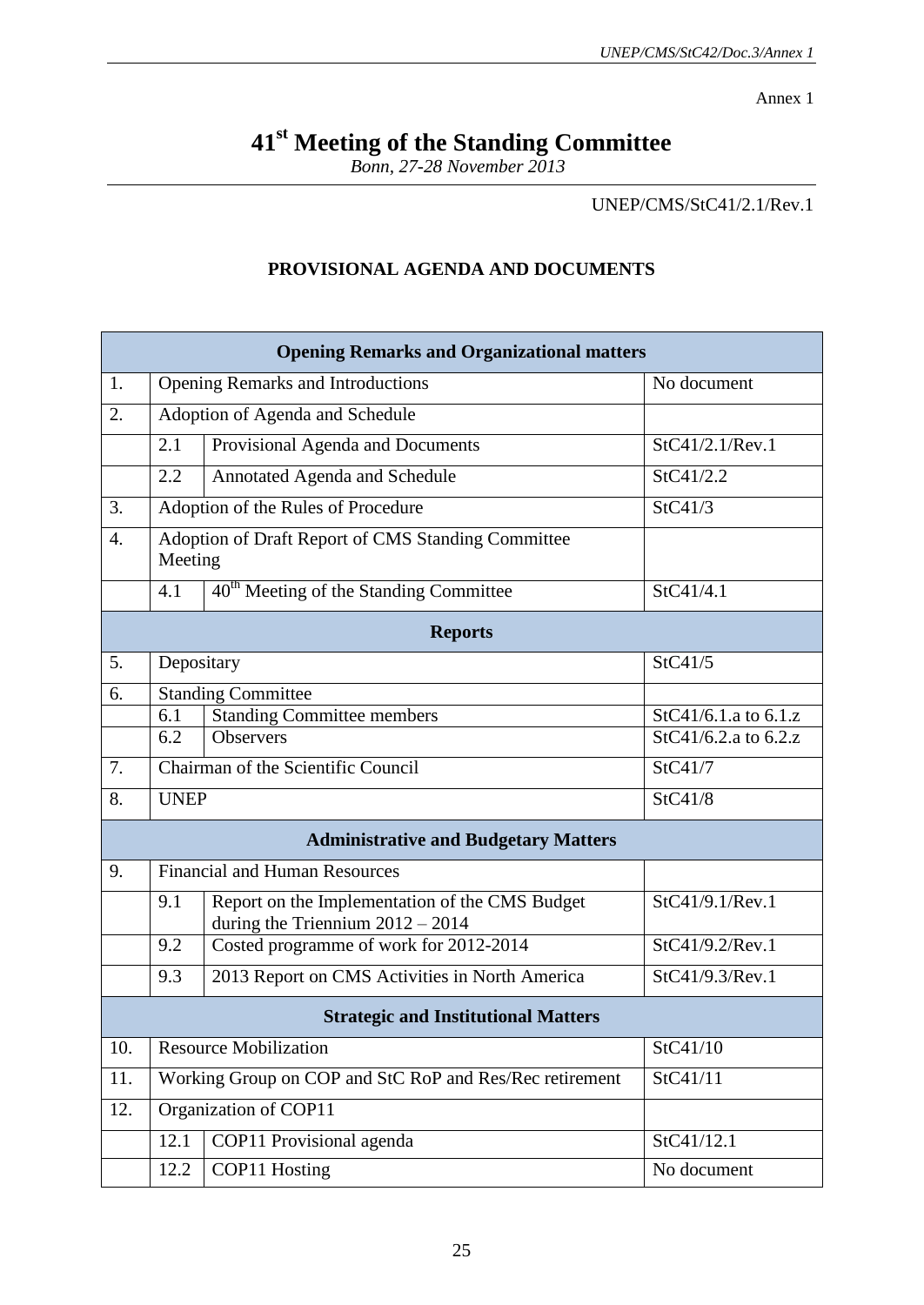Annex 1

# 41st Meeting of the Standing Committee

*Bonn, 27-28 November 2013*

UNEP/CMS/StC41/2.1/Rev.1

## PROVISIONAL AGENDA AND DOCUMENTS

| | | | |
|---|---|---|---|
| **Opening Remarks and Organizational matters** | | | |
| 1. | Opening Remarks and Introductions | | No document |
| 2. | Adoption of Agenda and Schedule | | |
| | 2.1 | Provisional Agenda and Documents | StC41/2.1/Rev.1 |
| | 2.2 | Annotated Agenda and Schedule | StC41/2.2 |
| 3. | Adoption of the Rules of Procedure | | StC41/3 |
| 4. | Adoption of Draft Report of CMS Standing Committee Meeting | | |
| | 4.1 | 40th Meeting of the Standing Committee | StC41/4.1 |
| **Reports** | | | |
| 5. | Depositary | | StC41/5 |
| 6. | Standing Committee | | |
| | 6.1 | Standing Committee members | StC41/6.1.a to 6.1.z |
| | 6.2 | Observers | StC41/6.2.a to 6.2.z |
| 7. | Chairman of the Scientific Council | | StC41/7 |
| 8. | UNEP | | StC41/8 |
| **Administrative and Budgetary Matters** | | | |
| 9. | Financial and Human Resources | | |
| | 9.1 | Report on the Implementation of the CMS Budget during the Triennium 2012 – 2014 | StC41/9.1/Rev.1 |
| | 9.2 | Costed programme of work for 2012-2014 | StC41/9.2/Rev.1 |
| | 9.3 | 2013 Report on CMS Activities in North America | StC41/9.3/Rev.1 |
| **Strategic and Institutional Matters** | | | |
| 10. | Resource Mobilization | | StC41/10 |
| 11. | Working Group on COP and StC RoP and Res/Rec retirement | | StC41/11 |
| 12. | Organization of COP11 | | |
| | 12.1 | COP11 Provisional agenda | StC41/12.1 |
| | 12.2 | COP11 Hosting | No document |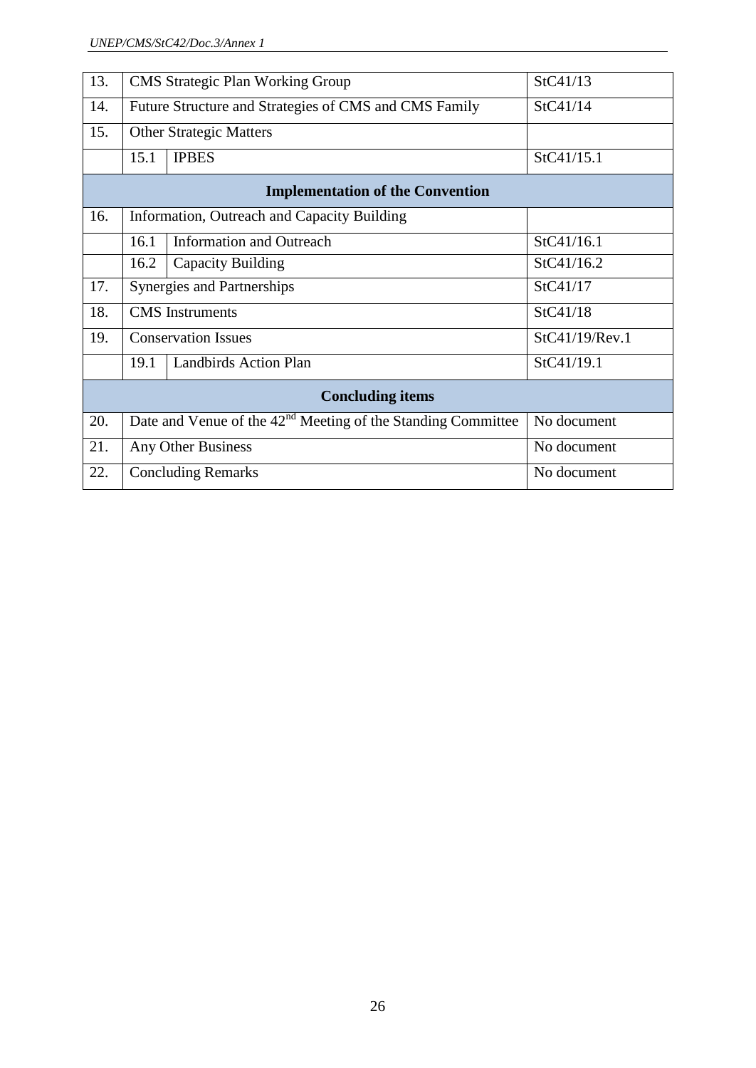| | | | |
|---|---|---|---|
| 13. | CMS Strategic Plan Working Group | | StC41/13 |
| 14. | Future Structure and Strategies of CMS and CMS Family | | StC41/14 |
| 15. | Other Strategic Matters | | |
| | 15.1 | IPBES | StC41/15.1 |
| **Implementation of the Convention** | | | |
| 16. | Information, Outreach and Capacity Building | | |
| | 16.1 | Information and Outreach | StC41/16.1 |
| | 16.2 | Capacity Building | StC41/16.2 |
| 17. | Synergies and Partnerships | | StC41/17 |
| 18. | CMS Instruments | | StC41/18 |
| 19. | Conservation Issues | | StC41/19/Rev.1 |
| | 19.1 | Landbirds Action Plan | StC41/19.1 |
| **Concluding items** | | | |
| 20. | Date and Venue of the 42nd Meeting of the Standing Committee | | No document |
| 21. | Any Other Business | | No document |
| 22. | Concluding Remarks | | No document |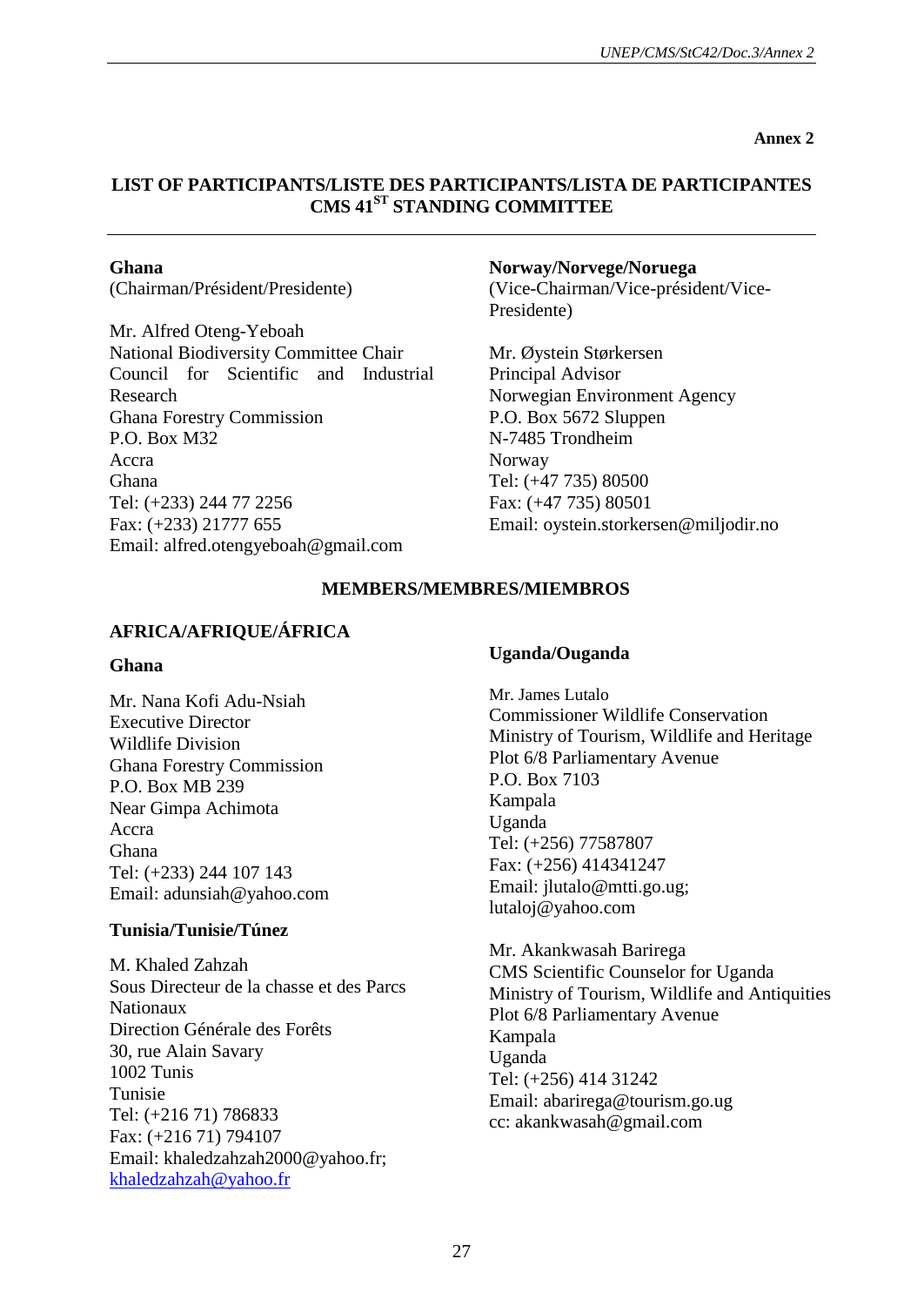**Annex 2**

# LIST OF PARTICIPANTS/LISTE DES PARTICIPANTS/LISTA DE PARTICIPANTES CMS 41ST STANDING COMMITTEE

**Ghana**
(Chairman/Président/Presidente)

Mr. Alfred Oteng-Yeboah
National Biodiversity Committee Chair
Council for Scientific and Industrial Research
Ghana Forestry Commission
P.O. Box M32
Accra
Ghana
Tel: (+233) 244 77 2256
Fax: (+233) 21777 655
Email: alfred.otengyeboah@gmail.com

**Norway/Norvege/Noruega**
(Vice-Chairman/Vice-président/Vice-Presidente)

Mr. Øystein Størkersen
Principal Advisor
Norwegian Environment Agency
P.O. Box 5672 Sluppen
N-7485 Trondheim
Norway
Tel: (+47 735) 80500
Fax: (+47 735) 80501
Email: oystein.storkersen@miljodir.no

## MEMBERS/MEMBRES/MIEMBROS

### AFRICA/AFRIQUE/ÁFRICA

**Ghana**

Mr. Nana Kofi Adu-Nsiah
Executive Director
Wildlife Division
Ghana Forestry Commission
P.O. Box MB 239
Near Gimpa Achimota
Accra
Ghana
Tel: (+233) 244 107 143
Email: adunsiah@yahoo.com

**Tunisia/Tunisie/Túnez**

M. Khaled Zahzah
Sous Directeur de la chasse et des Parcs Nationaux
Direction Générale des Forêts
30, rue Alain Savary
1002 Tunis
Tunisie
Tel: (+216 71) 786833
Fax: (+216 71) 794107
Email: khaledzahzah2000@yahoo.fr; khaledzahzah@yahoo.fr

**Uganda/Ouganda**

Mr. James Lutalo
Commissioner Wildlife Conservation
Ministry of Tourism, Wildlife and Heritage
Plot 6/8 Parliamentary Avenue
P.O. Box 7103
Kampala
Uganda
Tel: (+256) 77587807
Fax: (+256) 414341247
Email: jlutalo@mtti.go.ug; lutaloj@yahoo.com

Mr. Akankwasah Barirega
CMS Scientific Counselor for Uganda
Ministry of Tourism, Wildlife and Antiquities
Plot 6/8 Parliamentary Avenue
Kampala
Uganda
Tel: (+256) 414 31242
Email: abarirega@tourism.go.ug
cc: akankwasah@gmail.com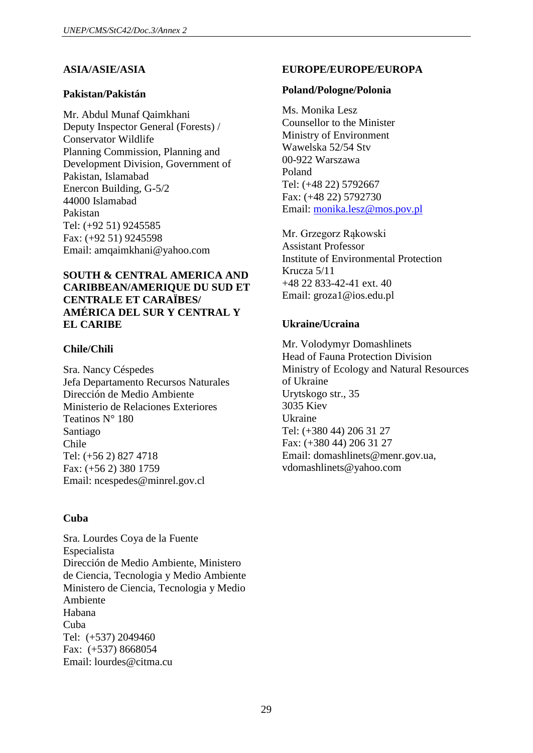### ASIA/ASIE/ASIA

#### Pakistan/Pakistán

Mr. Abdul Munaf Qaimkhani
Deputy Inspector General (Forests) / Conservator Wildlife
Planning Commission, Planning and Development Division, Government of Pakistan, Islamabad
Enercon Building, G-5/2
44000 Islamabad
Pakistan
Tel: (+92 51) 9245585
Fax: (+92 51) 9245598
Email: amqaimkhani@yahoo.com

### SOUTH & CENTRAL AMERICA AND CARIBBEAN/AMERIQUE DU SUD ET CENTRALE ET CARAÏBES/ AMÉRICA DEL SUR Y CENTRAL Y EL CARIBE

#### Chile/Chili

Sra. Nancy Céspedes
Jefa Departamento Recursos Naturales
Dirección de Medio Ambiente
Ministerio de Relaciones Exteriores
Teatinos N° 180
Santiago
Chile
Tel: (+56 2) 827 4718
Fax: (+56 2) 380 1759
Email: ncespedes@minrel.gov.cl

#### Cuba

Sra. Lourdes Coya de la Fuente
Especialista
Dirección de Medio Ambiente, Ministero de Ciencia, Tecnologia y Medio Ambiente
Ministero de Ciencia, Tecnologia y Medio Ambiente
Habana
Cuba
Tel: (+537) 2049460
Fax: (+537) 8668054
Email: lourdes@citma.cu

### EUROPE/EUROPE/EUROPA

#### Poland/Pologne/Polonia

Ms. Monika Lesz
Counsellor to the Minister
Ministry of Environment
Wawelska 52/54 Stv
00-922 Warszawa
Poland
Tel: (+48 22) 5792667
Fax: (+48 22) 5792730
Email: monika.lesz@mos.pov.pl

Mr. Grzegorz Rąkowski
Assistant Professor
Institute of Environmental Protection
Krucza 5/11
+48 22 833-42-41 ext. 40
Email: groza1@ios.edu.pl

#### Ukraine/Ucraina

Mr. Volodymyr Domashlinets
Head of Fauna Protection Division
Ministry of Ecology and Natural Resources of Ukraine
Urytskogo str., 35
3035 Kiev
Ukraine
Tel: (+380 44) 206 31 27
Fax: (+380 44) 206 31 27
Email: domashlinets@menr.gov.ua, vdomashlinets@yahoo.com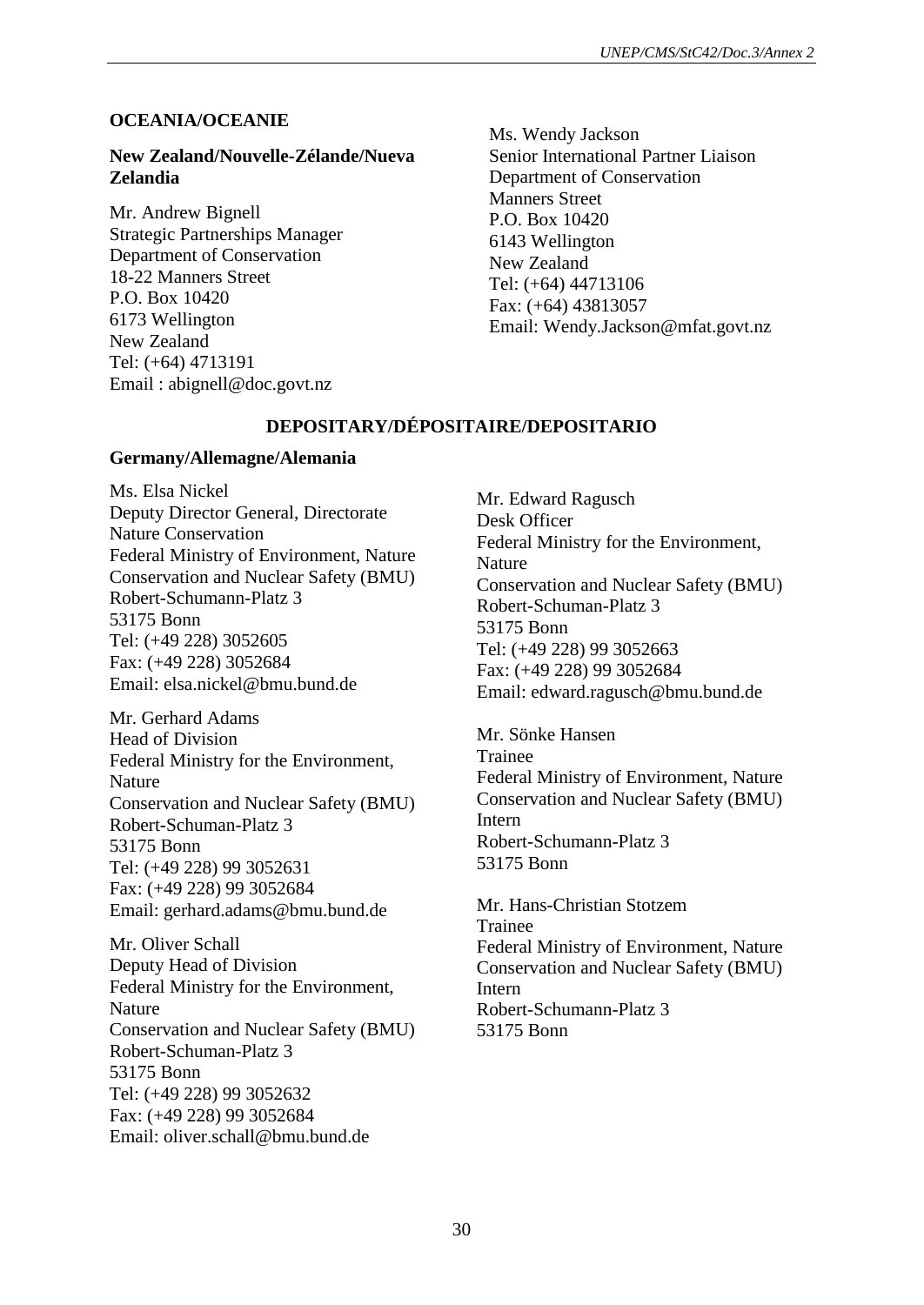**OCEANIA/OCEANIE**

**New Zealand/Nouvelle-Zélande/Nueva Zelandia**

Mr. Andrew Bignell
Strategic Partnerships Manager
Department of Conservation
18-22 Manners Street
P.O. Box 10420
6173 Wellington
New Zealand
Tel: (+64) 4713191
Email : abignell@doc.govt.nz

Ms. Wendy Jackson
Senior International Partner Liaison
Department of Conservation
Manners Street
P.O. Box 10420
6143 Wellington
New Zealand
Tel: (+64) 44713106
Fax: (+64) 43813057
Email: Wendy.Jackson@mfat.govt.nz

**DEPOSITARY/DÉPOSITAIRE/DEPOSITARIO**

**Germany/Allemagne/Alemania**

Ms. Elsa Nickel
Deputy Director General, Directorate Nature Conservation
Federal Ministry of Environment, Nature Conservation and Nuclear Safety (BMU)
Robert-Schumann-Platz 3
53175 Bonn
Tel: (+49 228) 3052605
Fax: (+49 228) 3052684
Email: elsa.nickel@bmu.bund.de

Mr. Gerhard Adams
Head of Division
Federal Ministry for the Environment, Nature
Conservation and Nuclear Safety (BMU)
Robert-Schuman-Platz 3
53175 Bonn
Tel: (+49 228) 99 3052631
Fax: (+49 228) 99 3052684
Email: gerhard.adams@bmu.bund.de

Mr. Oliver Schall
Deputy Head of Division
Federal Ministry for the Environment, Nature
Conservation and Nuclear Safety (BMU)
Robert-Schuman-Platz 3
53175 Bonn
Tel: (+49 228) 99 3052632
Fax: (+49 228) 99 3052684
Email: oliver.schall@bmu.bund.de

Mr. Edward Ragusch
Desk Officer
Federal Ministry for the Environment, Nature
Conservation and Nuclear Safety (BMU)
Robert-Schuman-Platz 3
53175 Bonn
Tel: (+49 228) 99 3052663
Fax: (+49 228) 99 3052684
Email: edward.ragusch@bmu.bund.de

Mr. Sönke Hansen
Trainee
Federal Ministry of Environment, Nature Conservation and Nuclear Safety (BMU)
Intern
Robert-Schumann-Platz 3
53175 Bonn

Mr. Hans-Christian Stotzem
Trainee
Federal Ministry of Environment, Nature Conservation and Nuclear Safety (BMU)
Intern
Robert-Schumann-Platz 3
53175 Bonn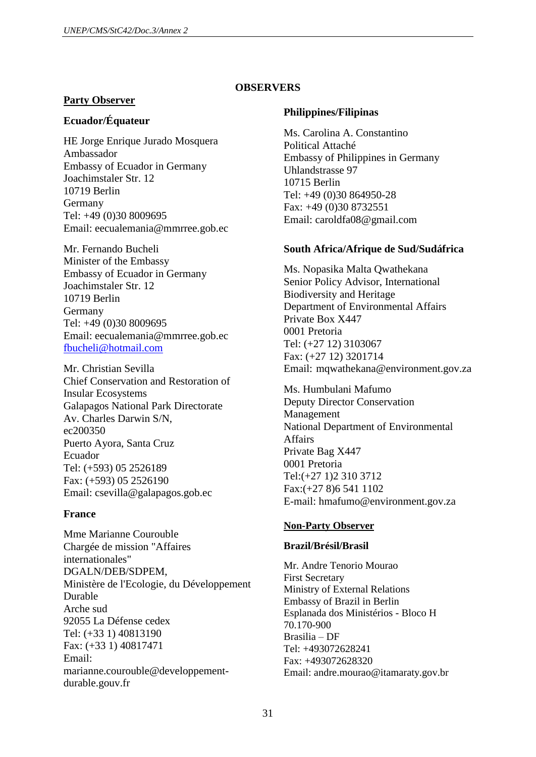# OBSERVERS

## Party Observer

### Ecuador/Équateur

HE Jorge Enrique Jurado Mosquera
Ambassador
Embassy of Ecuador in Germany
Joachimstaler Str. 12
10719 Berlin
Germany
Tel: +49 (0)30 8009695
Email: eecualemania@mmrree.gob.ec

Mr. Fernando Bucheli
Minister of the Embassy
Embassy of Ecuador in Germany
Joachimstaler Str. 12
10719 Berlin
Germany
Tel: +49 (0)30 8009695
Email: eecualemania@mmrree.gob.ec
fbucheli@hotmail.com

Mr. Christian Sevilla
Chief Conservation and Restoration of Insular Ecosystems
Galapagos National Park Directorate
Av. Charles Darwin S/N,
ec200350
Puerto Ayora, Santa Cruz
Ecuador
Tel: (+593) 05 2526189
Fax: (+593) 05 2526190
Email: csevilla@galapagos.gob.ec

### France

Mme Marianne Courouble
Chargée de mission "Affaires internationales"
DGALN/DEB/SDPEM,
Ministère de l'Ecologie, du Développement Durable
Arche sud
92055 La Défense cedex
Tel: (+33 1) 40813190
Fax: (+33 1) 40817471
Email:
marianne.courouble@developpement-durable.gouv.fr

### Philippines/Filipinas

Ms. Carolina A. Constantino
Political Attaché
Embassy of Philippines in Germany
Uhlandstrasse 97
10715 Berlin
Tel: +49 (0)30 864950-28
Fax: +49 (0)30 8732551
Email: caroldfa08@gmail.com

### South Africa/Afrique de Sud/Sudáfrica

Ms. Nopasika Malta Qwathekana
Senior Policy Advisor, International Biodiversity and Heritage
Department of Environmental Affairs
Private Box X447
0001 Pretoria
Tel: (+27 12) 3103067
Fax: (+27 12) 3201714
Email: mqwathekana@environment.gov.za

Ms. Humbulani Mafumo
Deputy Director Conservation Management
National Department of Environmental Affairs
Private Bag X447
0001 Pretoria
Tel:(+27 1)2 310 3712
Fax:(+27 8)6 541 1102
E-mail: hmafumo@environment.gov.za

## Non-Party Observer

### Brazil/Brésil/Brasil

Mr. Andre Tenorio Mourao
First Secretary
Ministry of External Relations
Embassy of Brazil in Berlin
Esplanada dos Ministérios - Bloco H
70.170-900
Brasilia – DF
Tel: +493072628241
Fax: +493072628320
Email: andre.mourao@itamaraty.gov.br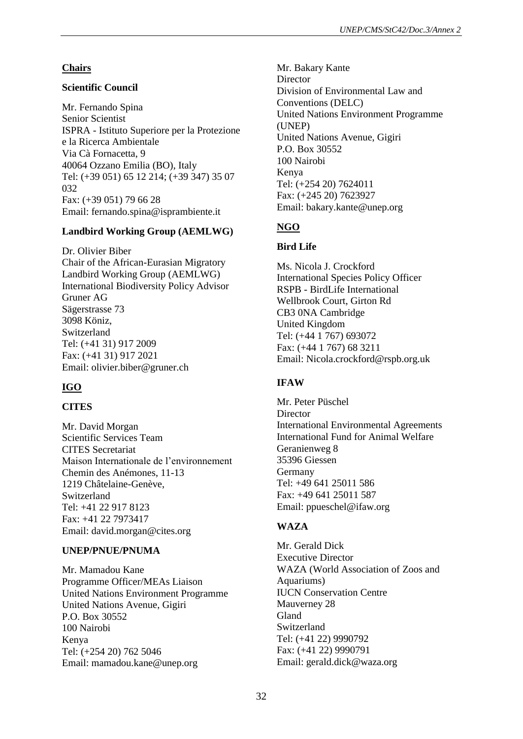## Chairs

### Scientific Council

Mr. Fernando Spina
Senior Scientist
ISPRA - Istituto Superiore per la Protezione e la Ricerca Ambientale
Via Cà Fornacetta, 9
40064 Ozzano Emilia (BO), Italy
Tel: (+39 051) 65 12 214; (+39 347) 35 07 032
Fax: (+39 051) 79 66 28
Email: fernando.spina@isprambiente.it

### Landbird Working Group (AEMLWG)

Dr. Olivier Biber
Chair of the African-Eurasian Migratory Landbird Working Group (AEMLWG)
International Biodiversity Policy Advisor
Gruner AG
Sägerstrasse 73
3098 Köniz,
Switzerland
Tel: (+41 31) 917 2009
Fax: (+41 31) 917 2021
Email: olivier.biber@gruner.ch

## IGO

### CITES

Mr. David Morgan
Scientific Services Team
CITES Secretariat
Maison Internationale de l'environnement
Chemin des Anémones, 11-13
1219 Châtelaine-Genève,
Switzerland
Tel: +41 22 917 8123
Fax: +41 22 7973417
Email: david.morgan@cites.org

### UNEP/PNUE/PNUMA

Mr. Mamadou Kane
Programme Officer/MEAs Liaison
United Nations Environment Programme
United Nations Avenue, Gigiri
P.O. Box 30552
100 Nairobi
Kenya
Tel: (+254 20) 762 5046
Email: mamadou.kane@unep.org

Mr. Bakary Kante
Director
Division of Environmental Law and Conventions (DELC)
United Nations Environment Programme (UNEP)
United Nations Avenue, Gigiri
P.O. Box 30552
100 Nairobi
Kenya
Tel: (+254 20) 7624011
Fax: (+245 20) 7623927
Email: bakary.kante@unep.org

## NGO

### Bird Life

Ms. Nicola J. Crockford
International Species Policy Officer
RSPB - BirdLife International
Wellbrook Court, Girton Rd
CB3 0NA Cambridge
United Kingdom
Tel: (+44 1 767) 693072
Fax: (+44 1 767) 68 3211
Email: Nicola.crockford@rspb.org.uk

### IFAW

Mr. Peter Püschel
Director
International Environmental Agreements
International Fund for Animal Welfare
Geranienweg 8
35396 Giessen
Germany
Tel: +49 641 25011 586
Fax: +49 641 25011 587
Email: ppueschel@ifaw.org

### WAZA

Mr. Gerald Dick
Executive Director
WAZA (World Association of Zoos and Aquariums)
IUCN Conservation Centre
Mauverney 28
Gland
Switzerland
Tel: (+41 22) 9990792
Fax: (+41 22) 9990791
Email: gerald.dick@waza.org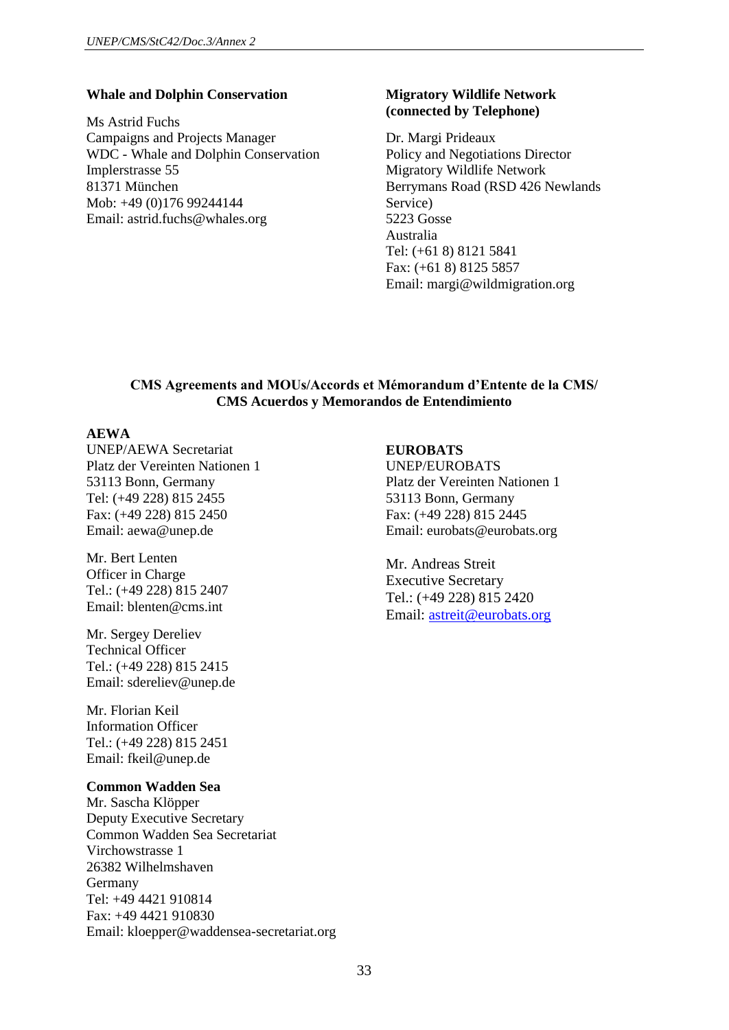**Whale and Dolphin Conservation**

Ms Astrid Fuchs
Campaigns and Projects Manager
WDC - Whale and Dolphin Conservation
Implerstrasse 55
81371 München
Mob: +49 (0)176 99244144
Email: astrid.fuchs@whales.org

**Migratory Wildlife Network (connected by Telephone)**

Dr. Margi Prideaux
Policy and Negotiations Director
Migratory Wildlife Network
Berrymans Road (RSD 426 Newlands Service)
5223 Gosse
Australia
Tel: (+61 8) 8121 5841
Fax: (+61 8) 8125 5857
Email: margi@wildmigration.org

**CMS Agreements and MOUs/Accords et Mémorandum d'Entente de la CMS/ CMS Acuerdos y Memorandos de Entendimiento**

**AEWA**
UNEP/AEWA Secretariat
Platz der Vereinten Nationen 1
53113 Bonn, Germany
Tel: (+49 228) 815 2455
Fax: (+49 228) 815 2450
Email: aewa@unep.de

Mr. Bert Lenten
Officer in Charge
Tel.: (+49 228) 815 2407
Email: blenten@cms.int

Mr. Sergey Dereliev
Technical Officer
Tel.: (+49 228) 815 2415
Email: sdereliev@unep.de

Mr. Florian Keil
Information Officer
Tel.: (+49 228) 815 2451
Email: fkeil@unep.de

**Common Wadden Sea**
Mr. Sascha Klöpper
Deputy Executive Secretary
Common Wadden Sea Secretariat
Virchowstrasse 1
26382 Wilhelmshaven
Germany
Tel: +49 4421 910814
Fax: +49 4421 910830
Email: kloepper@waddensea-secretariat.org

**EUROBATS**
UNEP/EUROBATS
Platz der Vereinten Nationen 1
53113 Bonn, Germany
Fax: (+49 228) 815 2445
Email: eurobats@eurobats.org

Mr. Andreas Streit
Executive Secretary
Tel.: (+49 228) 815 2420
Email: astreit@eurobats.org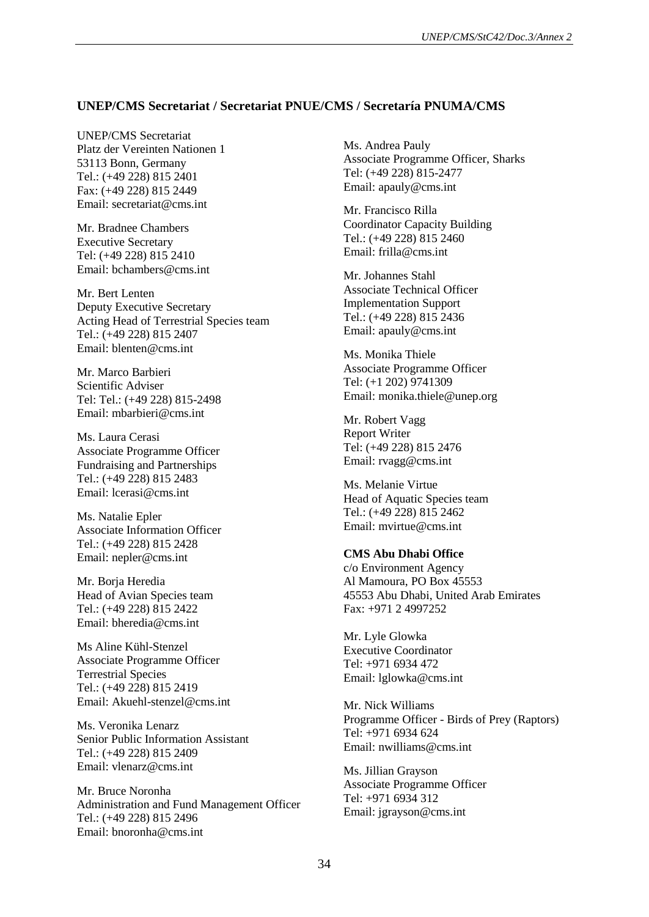**UNEP/CMS Secretariat / Secretariat PNUE/CMS / Secretaría PNUMA/CMS**

UNEP/CMS Secretariat
Platz der Vereinten Nationen 1
53113 Bonn, Germany
Tel.: (+49 228) 815 2401
Fax: (+49 228) 815 2449
Email: secretariat@cms.int

Mr. Bradnee Chambers
Executive Secretary
Tel: (+49 228) 815 2410
Email: bchambers@cms.int

Mr. Bert Lenten
Deputy Executive Secretary
Acting Head of Terrestrial Species team
Tel.: (+49 228) 815 2407
Email: blenten@cms.int

Mr. Marco Barbieri
Scientific Adviser
Tel: Tel.: (+49 228) 815-2498
Email: mbarbieri@cms.int

Ms. Laura Cerasi
Associate Programme Officer
Fundraising and Partnerships
Tel.: (+49 228) 815 2483
Email: lcerasi@cms.int

Ms. Natalie Epler
Associate Information Officer
Tel.: (+49 228) 815 2428
Email: nepler@cms.int

Mr. Borja Heredia
Head of Avian Species team
Tel.: (+49 228) 815 2422
Email: bheredia@cms.int

Ms Aline Kühl-Stenzel
Associate Programme Officer
Terrestrial Species
Tel.: (+49 228) 815 2419
Email: Akuehl-stenzel@cms.int

Ms. Veronika Lenarz
Senior Public Information Assistant
Tel.: (+49 228) 815 2409
Email: vlenarz@cms.int

Mr. Bruce Noronha
Administration and Fund Management Officer
Tel.: (+49 228) 815 2496
Email: bnoronha@cms.int

Ms. Andrea Pauly
Associate Programme Officer, Sharks
Tel: (+49 228) 815-2477
Email: apauly@cms.int

Mr. Francisco Rilla
Coordinator Capacity Building
Tel.: (+49 228) 815 2460
Email: frilla@cms.int

Mr. Johannes Stahl
Associate Technical Officer
Implementation Support
Tel.: (+49 228) 815 2436
Email: apauly@cms.int

Ms. Monika Thiele
Associate Programme Officer
Tel: (+1 202) 9741309
Email: monika.thiele@unep.org

Mr. Robert Vagg
Report Writer
Tel: (+49 228) 815 2476
Email: rvagg@cms.int

Ms. Melanie Virtue
Head of Aquatic Species team
Tel.: (+49 228) 815 2462
Email: mvirtue@cms.int

**CMS Abu Dhabi Office**
c/o Environment Agency
Al Mamoura, PO Box 45553
45553 Abu Dhabi, United Arab Emirates
Fax: +971 2 4997252

Mr. Lyle Glowka
Executive Coordinator
Tel: +971 6934 472
Email: lglowka@cms.int

Mr. Nick Williams
Programme Officer - Birds of Prey (Raptors)
Tel: +971 6934 624
Email: nwilliams@cms.int

Ms. Jillian Grayson
Associate Programme Officer
Tel: +971 6934 312
Email: jgrayson@cms.int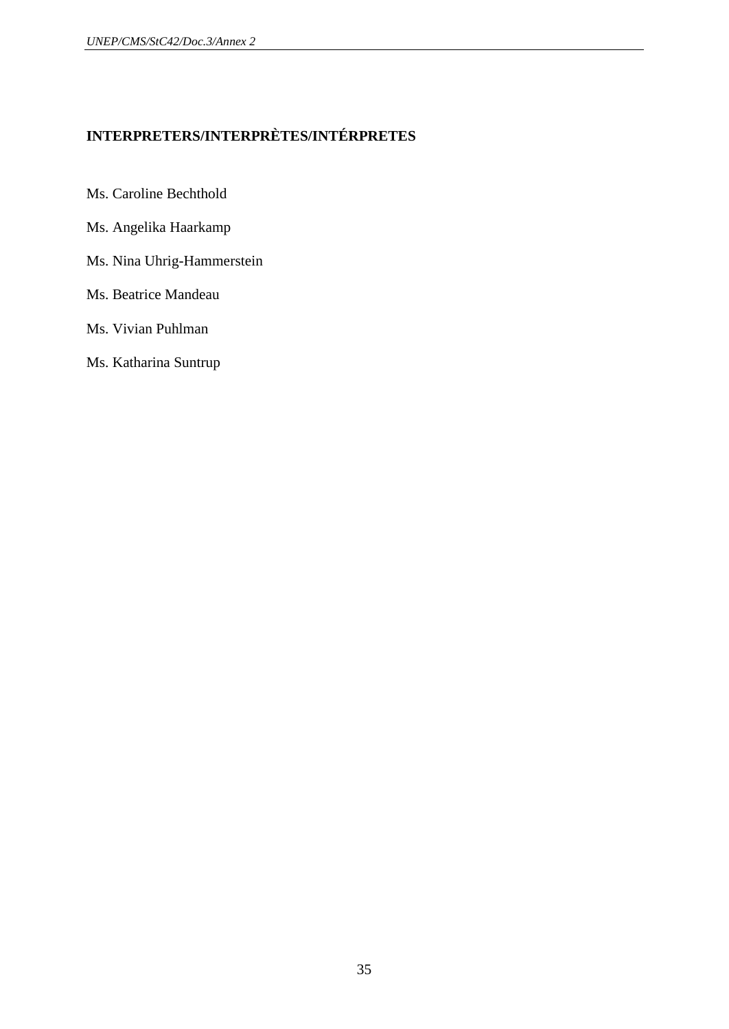**INTERPRETERS/INTERPRÈTES/INTÉRPRETES**

Ms. Caroline Bechthold

Ms. Angelika Haarkamp

Ms. Nina Uhrig-Hammerstein

Ms. Beatrice Mandeau

Ms. Vivian Puhlman

Ms. Katharina Suntrup